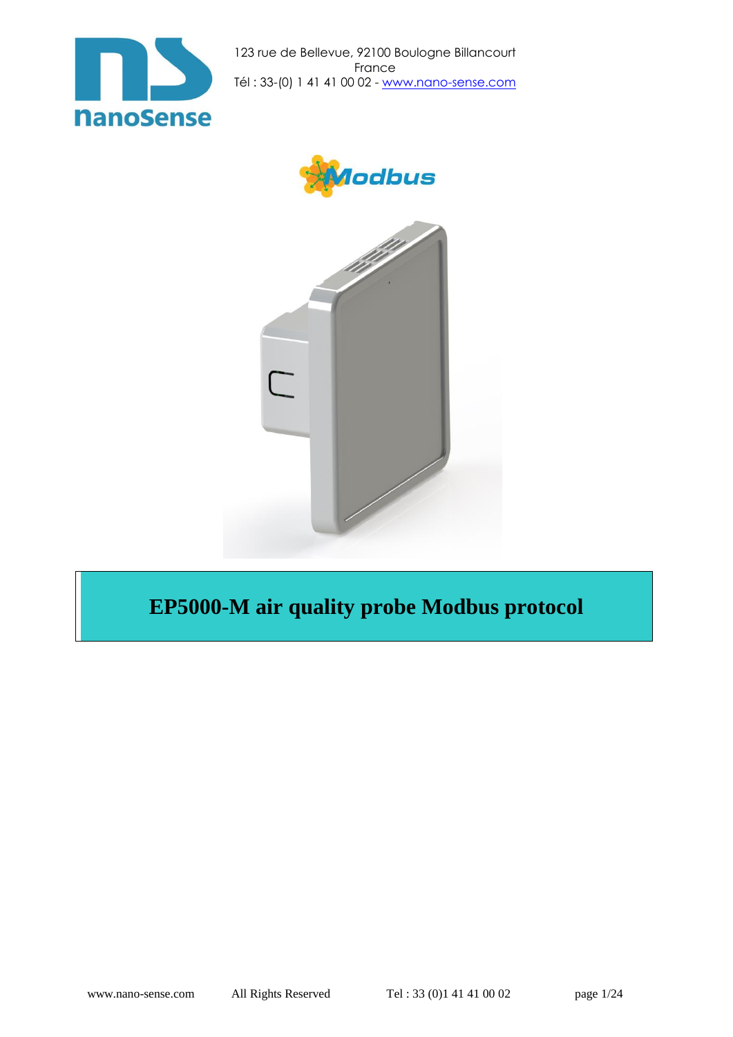nanoSense

123 rue de Bellevue, 92100 Boulogne Billancourt
France
Tél : 33-(0) 1 41 41 00 02 - www.nano-sense.com

# EP5000-M air quality probe Modbus protocol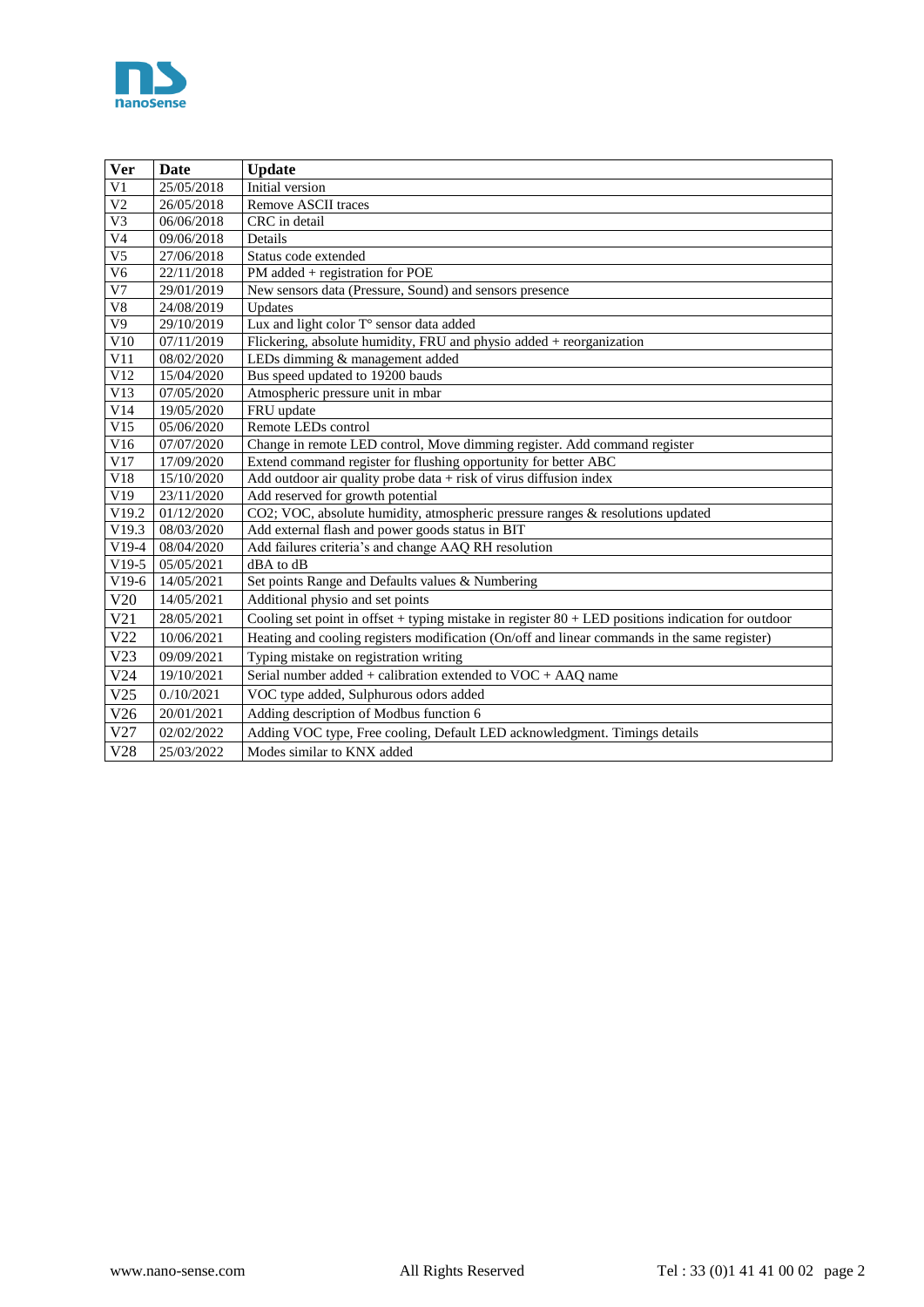| Ver | Date | Update |
|---|---|---|
| V1 | 25/05/2018 | Initial version |
| V2 | 26/05/2018 | Remove ASCII traces |
| V3 | 06/06/2018 | CRC in detail |
| V4 | 09/06/2018 | Details |
| V5 | 27/06/2018 | Status code extended |
| V6 | 22/11/2018 | PM added + registration for POE |
| V7 | 29/01/2019 | New sensors data (Pressure, Sound) and sensors presence |
| V8 | 24/08/2019 | Updates |
| V9 | 29/10/2019 | Lux and light color T° sensor data added |
| V10 | 07/11/2019 | Flickering, absolute humidity, FRU and physio added + reorganization |
| V11 | 08/02/2020 | LEDs dimming & management added |
| V12 | 15/04/2020 | Bus speed updated to 19200 bauds |
| V13 | 07/05/2020 | Atmospheric pressure unit in mbar |
| V14 | 19/05/2020 | FRU update |
| V15 | 05/06/2020 | Remote LEDs control |
| V16 | 07/07/2020 | Change in remote LED control, Move dimming register. Add command register |
| V17 | 17/09/2020 | Extend command register for flushing opportunity for better ABC |
| V18 | 15/10/2020 | Add outdoor air quality probe data + risk of virus diffusion index |
| V19 | 23/11/2020 | Add reserved for growth potential |
| V19.2 | 01/12/2020 | CO2; VOC, absolute humidity, atmospheric pressure ranges & resolutions updated |
| V19.3 | 08/03/2020 | Add external flash and power goods status in BIT |
| V19-4 | 08/04/2020 | Add failures criteria's and change AAQ RH resolution |
| V19-5 | 05/05/2021 | dBA to dB |
| V19-6 | 14/05/2021 | Set points Range and Defaults values & Numbering |
| V20 | 14/05/2021 | Additional physio and set points |
| V21 | 28/05/2021 | Cooling set point in offset + typing mistake in register 80 + LED positions indication for outdoor |
| V22 | 10/06/2021 | Heating and cooling registers modification (On/off and linear commands in the same register) |
| V23 | 09/09/2021 | Typing mistake on registration writing |
| V24 | 19/10/2021 | Serial number added + calibration extended to VOC + AAQ name |
| V25 | 0./10/2021 | VOC type added, Sulphurous odors added |
| V26 | 20/01/2021 | Adding description of Modbus function 6 |
| V27 | 02/02/2022 | Adding VOC type, Free cooling, Default LED acknowledgment. Timings details |
| V28 | 25/03/2022 | Modes similar to KNX added |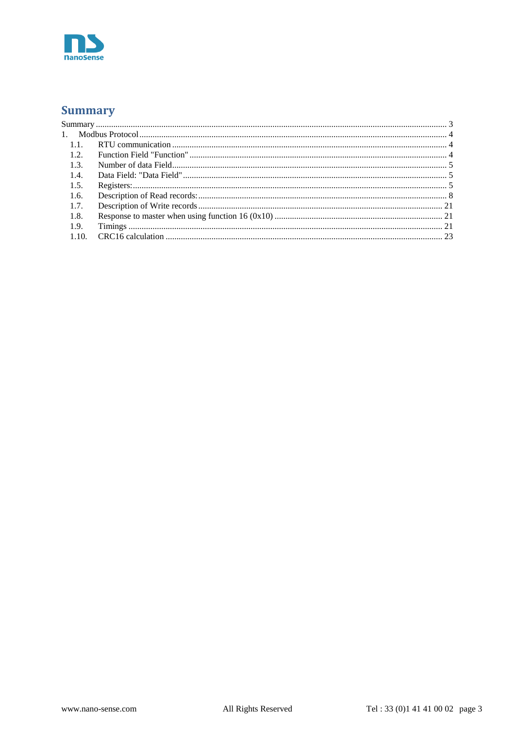# Summary

Summary ........................................................................................................................................................ 3
1. Modbus Protocol ........................................................................................................................................ 4
 1.1. RTU communication ............................................................................................................................ 4
 1.2. Function Field "Function" ..................................................................................................................... 4
 1.3. Number of data Field ............................................................................................................................ 5
 1.4. Data Field: "Data Field" ........................................................................................................................ 5
 1.5. Registers: ............................................................................................................................................... 5
 1.6. Description of Read records: ................................................................................................................ 8
 1.7. Description of Write records ............................................................................................................... 21
 1.8. Response to master when using function 16 (0x10) ............................................................................ 21
 1.9. Timings ............................................................................................................................................... 21
 1.10. CRC16 calculation .............................................................................................................................. 23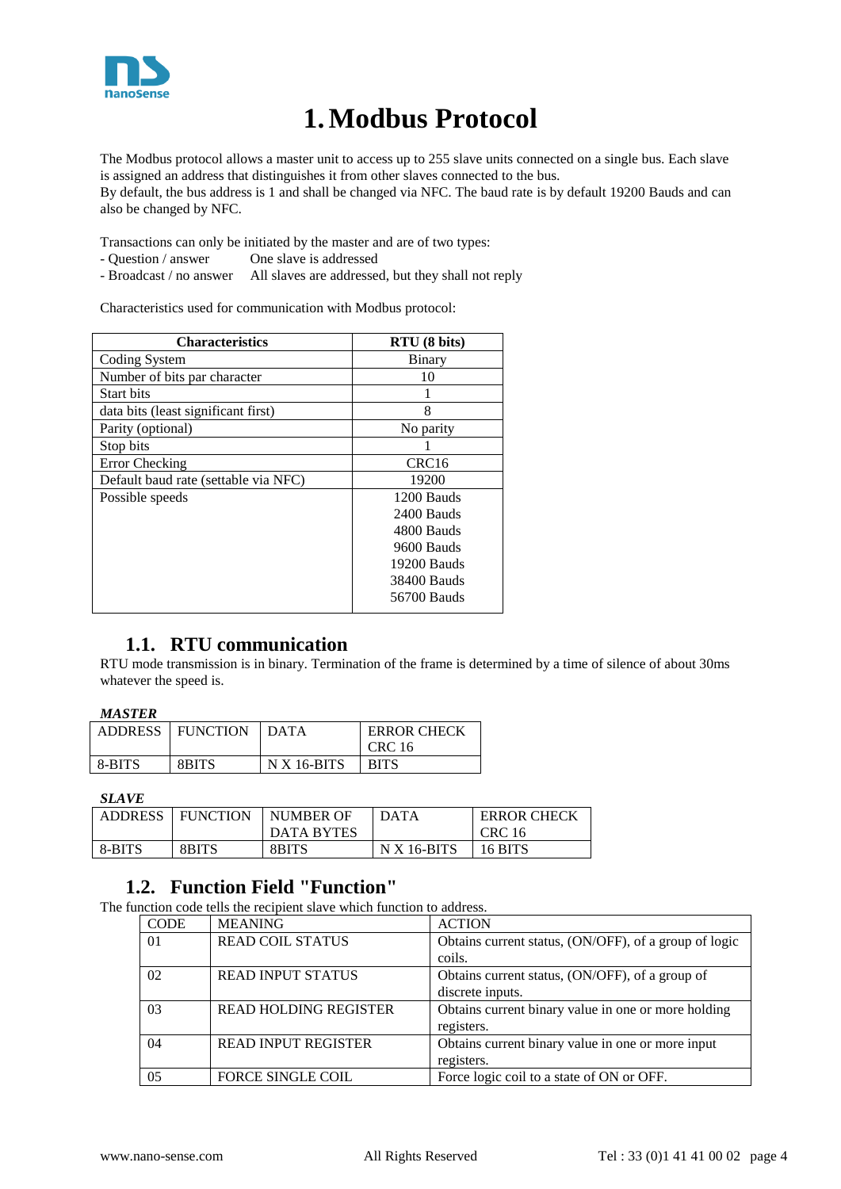# 1. Modbus Protocol

The Modbus protocol allows a master unit to access up to 255 slave units connected on a single bus. Each slave is assigned an address that distinguishes it from other slaves connected to the bus.
By default, the bus address is 1 and shall be changed via NFC. The baud rate is by default 19200 Bauds and can also be changed by NFC.

Transactions can only be initiated by the master and are of two types:
- Question / answer — One slave is addressed
- Broadcast / no answer — All slaves are addressed, but they shall not reply

Characteristics used for communication with Modbus protocol:

| Characteristics | RTU (8 bits) |
|---|---|
| Coding System | Binary |
| Number of bits par character | 10 |
| Start bits | 1 |
| data bits (least significant first) | 8 |
| Parity (optional) | No parity |
| Stop bits | 1 |
| Error Checking | CRC16 |
| Default baud rate (settable via NFC) | 19200 |
| Possible speeds | 1200 Bauds<br>2400 Bauds<br>4800 Bauds<br>9600 Bauds<br>19200 Bauds<br>38400 Bauds<br>56700 Bauds |

## 1.1. RTU communication

RTU mode transmission is in binary. Termination of the frame is determined by a time of silence of about 30ms whatever the speed is.

***MASTER***

| ADDRESS | FUNCTION | DATA | ERROR CHECK CRC 16 |
|---|---|---|---|
| 8-BITS | 8BITS | N X 16-BITS | BITS |

***SLAVE***

| ADDRESS | FUNCTION | NUMBER OF DATA BYTES | DATA | ERROR CHECK CRC 16 |
|---|---|---|---|---|
| 8-BITS | 8BITS | 8BITS | N X 16-BITS | 16 BITS |

## 1.2. Function Field "Function"

The function code tells the recipient slave which function to address.

| CODE | MEANING | ACTION |
|---|---|---|
| 01 | READ COIL STATUS | Obtains current status, (ON/OFF), of a group of logic coils. |
| 02 | READ INPUT STATUS | Obtains current status, (ON/OFF), of a group of discrete inputs. |
| 03 | READ HOLDING REGISTER | Obtains current binary value in one or more holding registers. |
| 04 | READ INPUT REGISTER | Obtains current binary value in one or more input registers. |
| 05 | FORCE SINGLE COIL | Force logic coil to a state of ON or OFF. |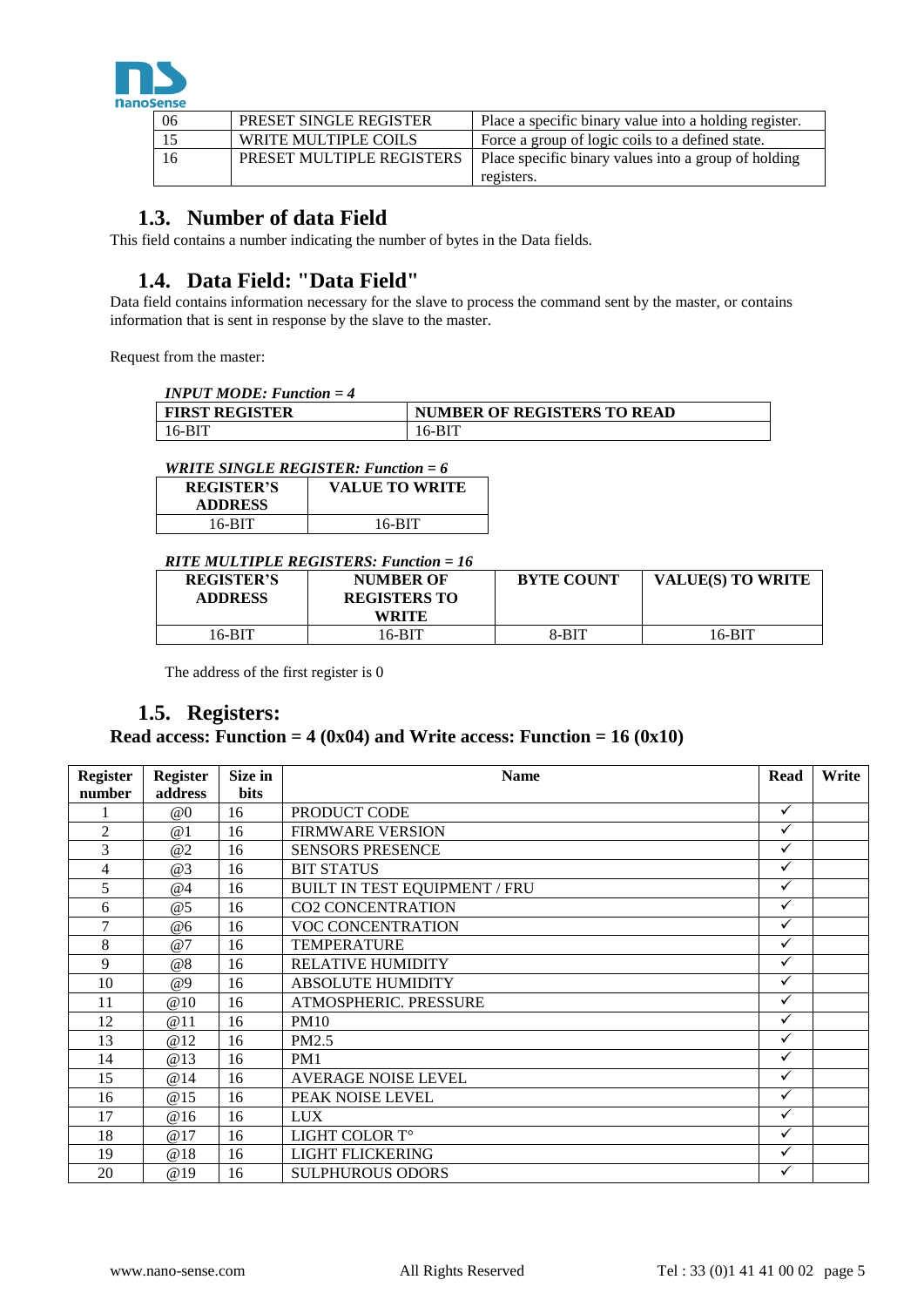| 06 | PRESET SINGLE REGISTER | Place a specific binary value into a holding register. |
|---|---|---|
| 15 | WRITE MULTIPLE COILS | Force a group of logic coils to a defined state. |
| 16 | PRESET MULTIPLE REGISTERS | Place specific binary values into a group of holding registers. |

## 1.3. Number of data Field

This field contains a number indicating the number of bytes in the Data fields.

## 1.4. Data Field: "Data Field"

Data field contains information necessary for the slave to process the command sent by the master, or contains information that is sent in response by the slave to the master.

Request from the master:

*INPUT MODE: Function = 4*

| FIRST REGISTER | NUMBER OF REGISTERS TO READ |
|---|---|
| 16-BIT | 16-BIT |

*WRITE SINGLE REGISTER: Function = 6*

| REGISTER'S ADDRESS | VALUE TO WRITE |
|---|---|
| 16-BIT | 16-BIT |

*RITE MULTIPLE REGISTERS: Function = 16*

| REGISTER'S ADDRESS | NUMBER OF REGISTERS TO WRITE | BYTE COUNT | VALUE(S) TO WRITE |
|---|---|---|---|
| 16-BIT | 16-BIT | 8-BIT | 16-BIT |

The address of the first register is 0

## 1.5. Registers:

**Read access: Function = 4 (0x04) and Write access: Function = 16 (0x10)**

| Register number | Register address | Size in bits | Name | Read | Write |
|---|---|---|---|---|---|
| 1 | @0 | 16 | PRODUCT CODE | ✓ | |
| 2 | @1 | 16 | FIRMWARE VERSION | ✓ | |
| 3 | @2 | 16 | SENSORS PRESENCE | ✓ | |
| 4 | @3 | 16 | BIT STATUS | ✓ | |
| 5 | @4 | 16 | BUILT IN TEST EQUIPMENT / FRU | ✓ | |
| 6 | @5 | 16 | CO2 CONCENTRATION | ✓ | |
| 7 | @6 | 16 | VOC CONCENTRATION | ✓ | |
| 8 | @7 | 16 | TEMPERATURE | ✓ | |
| 9 | @8 | 16 | RELATIVE HUMIDITY | ✓ | |
| 10 | @9 | 16 | ABSOLUTE HUMIDITY | ✓ | |
| 11 | @10 | 16 | ATMOSPHERIC. PRESSURE | ✓ | |
| 12 | @11 | 16 | PM10 | ✓ | |
| 13 | @12 | 16 | PM2.5 | ✓ | |
| 14 | @13 | 16 | PM1 | ✓ | |
| 15 | @14 | 16 | AVERAGE NOISE LEVEL | ✓ | |
| 16 | @15 | 16 | PEAK NOISE LEVEL | ✓ | |
| 17 | @16 | 16 | LUX | ✓ | |
| 18 | @17 | 16 | LIGHT COLOR T° | ✓ | |
| 19 | @18 | 16 | LIGHT FLICKERING | ✓ | |
| 20 | @19 | 16 | SULPHUROUS ODORS | ✓ | |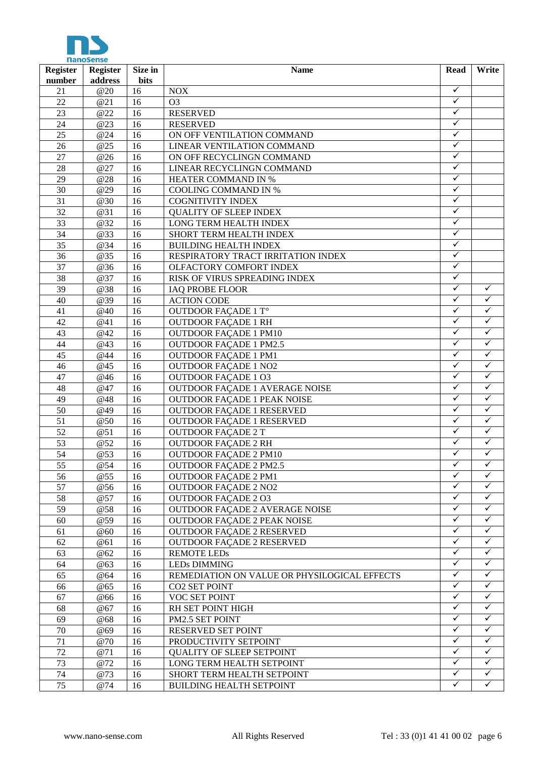| Register number | Register address | Size in bits | Name | Read | Write |
|---|---|---|---|---|---|
| 21 | @20 | 16 | NOX | ✓ | |
| 22 | @21 | 16 | O3 | ✓ | |
| 23 | @22 | 16 | RESERVED | ✓ | |
| 24 | @23 | 16 | RESERVED | ✓ | |
| 25 | @24 | 16 | ON OFF VENTILATION COMMAND | ✓ | |
| 26 | @25 | 16 | LINEAR VENTILATION COMMAND | ✓ | |
| 27 | @26 | 16 | ON OFF RECYCLINGN COMMAND | ✓ | |
| 28 | @27 | 16 | LINEAR RECYCLINGN COMMAND | ✓ | |
| 29 | @28 | 16 | HEATER COMMAND IN % | ✓ | |
| 30 | @29 | 16 | COOLING COMMAND IN % | ✓ | |
| 31 | @30 | 16 | COGNITIVITY INDEX | ✓ | |
| 32 | @31 | 16 | QUALITY OF SLEEP INDEX | ✓ | |
| 33 | @32 | 16 | LONG TERM HEALTH INDEX | ✓ | |
| 34 | @33 | 16 | SHORT TERM HEALTH INDEX | ✓ | |
| 35 | @34 | 16 | BUILDING HEALTH INDEX | ✓ | |
| 36 | @35 | 16 | RESPIRATORY TRACT IRRITATION INDEX | ✓ | |
| 37 | @36 | 16 | OLFACTORY COMFORT INDEX | ✓ | |
| 38 | @37 | 16 | RISK OF VIRUS SPREADING INDEX | ✓ | |
| 39 | @38 | 16 | IAQ PROBE FLOOR | ✓ | ✓ |
| 40 | @39 | 16 | ACTION CODE | ✓ | ✓ |
| 41 | @40 | 16 | OUTDOOR FAÇADE 1 T° | ✓ | ✓ |
| 42 | @41 | 16 | OUTDOOR FAÇADE 1 RH | ✓ | ✓ |
| 43 | @42 | 16 | OUTDOOR FAÇADE 1 PM10 | ✓ | ✓ |
| 44 | @43 | 16 | OUTDOOR FAÇADE 1 PM2.5 | ✓ | ✓ |
| 45 | @44 | 16 | OUTDOOR FAÇADE 1 PM1 | ✓ | ✓ |
| 46 | @45 | 16 | OUTDOOR FAÇADE 1 NO2 | ✓ | ✓ |
| 47 | @46 | 16 | OUTDOOR FAÇADE 1 O3 | ✓ | ✓ |
| 48 | @47 | 16 | OUTDOOR FAÇADE 1 AVERAGE NOISE | ✓ | ✓ |
| 49 | @48 | 16 | OUTDOOR FAÇADE 1 PEAK NOISE | ✓ | ✓ |
| 50 | @49 | 16 | OUTDOOR FAÇADE 1 RESERVED | ✓ | ✓ |
| 51 | @50 | 16 | OUTDOOR FAÇADE 1 RESERVED | ✓ | ✓ |
| 52 | @51 | 16 | OUTDOOR FAÇADE 2 T | ✓ | ✓ |
| 53 | @52 | 16 | OUTDOOR FAÇADE 2 RH | ✓ | ✓ |
| 54 | @53 | 16 | OUTDOOR FAÇADE 2 PM10 | ✓ | ✓ |
| 55 | @54 | 16 | OUTDOOR FAÇADE 2 PM2.5 | ✓ | ✓ |
| 56 | @55 | 16 | OUTDOOR FAÇADE 2 PM1 | ✓ | ✓ |
| 57 | @56 | 16 | OUTDOOR FAÇADE 2 NO2 | ✓ | ✓ |
| 58 | @57 | 16 | OUTDOOR FAÇADE 2 O3 | ✓ | ✓ |
| 59 | @58 | 16 | OUTDOOR FAÇADE 2 AVERAGE NOISE | ✓ | ✓ |
| 60 | @59 | 16 | OUTDOOR FAÇADE 2 PEAK NOISE | ✓ | ✓ |
| 61 | @60 | 16 | OUTDOOR FAÇADE 2 RESERVED | ✓ | ✓ |
| 62 | @61 | 16 | OUTDOOR FAÇADE 2 RESERVED | ✓ | ✓ |
| 63 | @62 | 16 | REMOTE LEDs | ✓ | ✓ |
| 64 | @63 | 16 | LEDs DIMMING | ✓ | ✓ |
| 65 | @64 | 16 | REMEDIATION ON VALUE OR PHYSILOGICAL EFFECTS | ✓ | ✓ |
| 66 | @65 | 16 | CO2 SET POINT | ✓ | ✓ |
| 67 | @66 | 16 | VOC SET POINT | ✓ | ✓ |
| 68 | @67 | 16 | RH SET POINT HIGH | ✓ | ✓ |
| 69 | @68 | 16 | PM2.5 SET POINT | ✓ | ✓ |
| 70 | @69 | 16 | RESERVED SET POINT | ✓ | ✓ |
| 71 | @70 | 16 | PRODUCTIVITY SETPOINT | ✓ | ✓ |
| 72 | @71 | 16 | QUALITY OF SLEEP SETPOINT | ✓ | ✓ |
| 73 | @72 | 16 | LONG TERM HEALTH SETPOINT | ✓ | ✓ |
| 74 | @73 | 16 | SHORT TERM HEALTH SETPOINT | ✓ | ✓ |
| 75 | @74 | 16 | BUILDING HEALTH SETPOINT | ✓ | ✓ |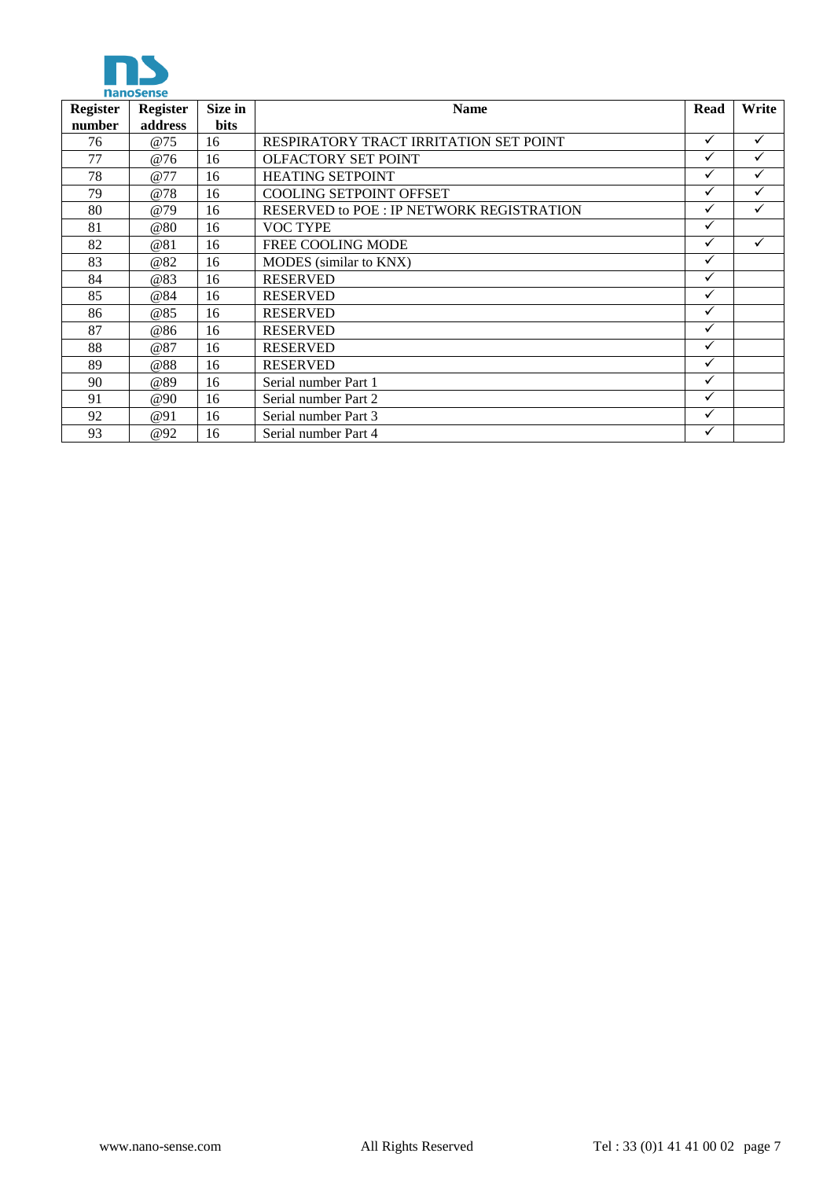| Register number | Register address | Size in bits | Name | Read | Write |
|---|---|---|---|---|---|
| 76 | @75 | 16 | RESPIRATORY TRACT IRRITATION SET POINT | ✓ | ✓ |
| 77 | @76 | 16 | OLFACTORY SET POINT | ✓ | ✓ |
| 78 | @77 | 16 | HEATING SETPOINT | ✓ | ✓ |
| 79 | @78 | 16 | COOLING SETPOINT OFFSET | ✓ | ✓ |
| 80 | @79 | 16 | RESERVED to POE : IP NETWORK REGISTRATION | ✓ | ✓ |
| 81 | @80 | 16 | VOC TYPE | ✓ | |
| 82 | @81 | 16 | FREE COOLING MODE | ✓ | ✓ |
| 83 | @82 | 16 | MODES (similar to KNX) | ✓ | |
| 84 | @83 | 16 | RESERVED | ✓ | |
| 85 | @84 | 16 | RESERVED | ✓ | |
| 86 | @85 | 16 | RESERVED | ✓ | |
| 87 | @86 | 16 | RESERVED | ✓ | |
| 88 | @87 | 16 | RESERVED | ✓ | |
| 89 | @88 | 16 | RESERVED | ✓ | |
| 90 | @89 | 16 | Serial number Part 1 | ✓ | |
| 91 | @90 | 16 | Serial number Part 2 | ✓ | |
| 92 | @91 | 16 | Serial number Part 3 | ✓ | |
| 93 | @92 | 16 | Serial number Part 4 | ✓ | |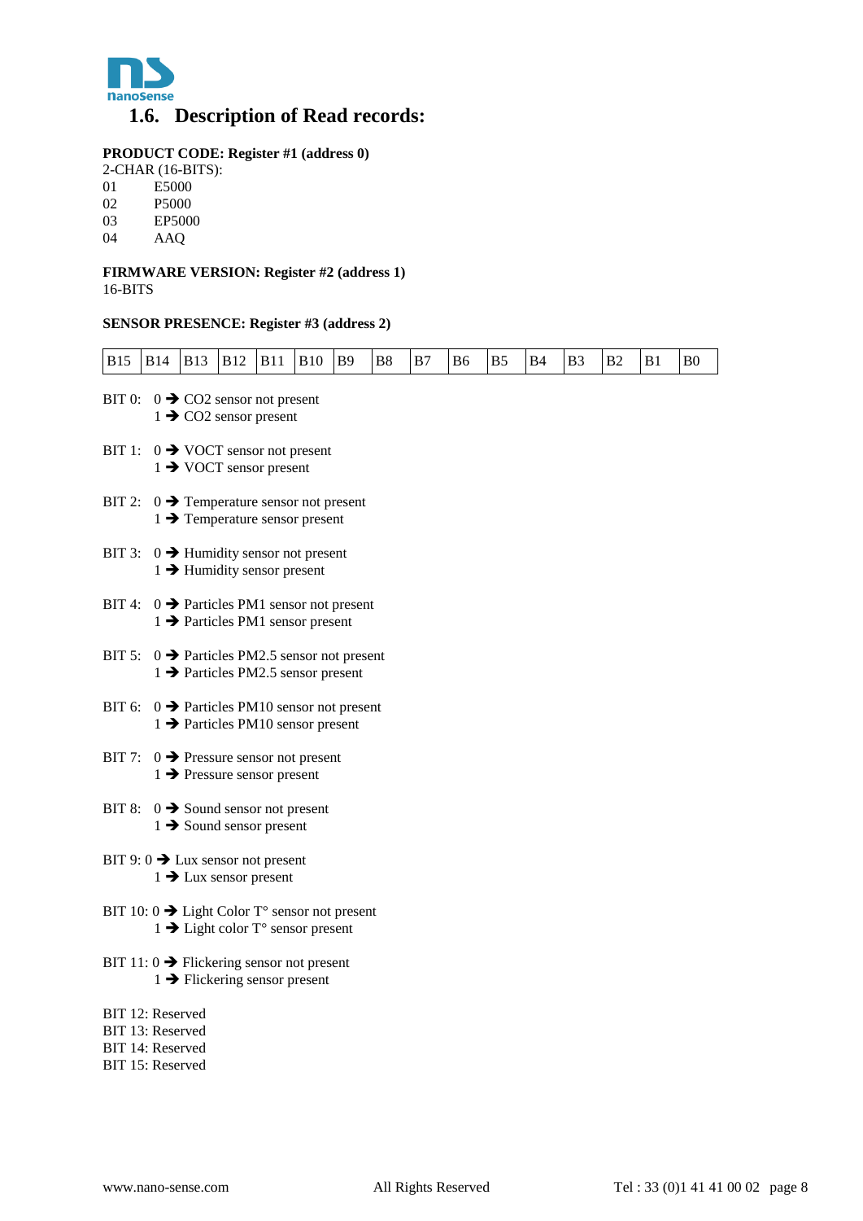## 1.6. Description of Read records:

**PRODUCT CODE: Register #1 (address 0)**
2-CHAR (16-BITS):
01 E5000
02 P5000
03 EP5000
04 AAQ

**FIRMWARE VERSION: Register #2 (address 1)**
16-BITS

**SENSOR PRESENCE: Register #3 (address 2)**

| B15 | B14 | B13 | B12 | B11 | B10 | B9 | B8 | B7 | B6 | B5 | B4 | B3 | B2 | B1 | B0 |
|---|---|---|---|---|---|---|---|---|---|---|---|---|---|---|---|

BIT 0: 0 ➔ CO2 sensor not present
1 ➔ CO2 sensor present

BIT 1: 0 ➔ VOCT sensor not present
1 ➔ VOCT sensor present

BIT 2: 0 ➔ Temperature sensor not present
1 ➔ Temperature sensor present

BIT 3: 0 ➔ Humidity sensor not present
1 ➔ Humidity sensor present

BIT 4: 0 ➔ Particles PM1 sensor not present
1 ➔ Particles PM1 sensor present

BIT 5: 0 ➔ Particles PM2.5 sensor not present
1 ➔ Particles PM2.5 sensor present

BIT 6: 0 ➔ Particles PM10 sensor not present
1 ➔ Particles PM10 sensor present

BIT 7: 0 ➔ Pressure sensor not present
1 ➔ Pressure sensor present

BIT 8: 0 ➔ Sound sensor not present
1 ➔ Sound sensor present

BIT 9: 0 ➔ Lux sensor not present
1 ➔ Lux sensor present

BIT 10: 0 ➔ Light Color T° sensor not present
1 ➔ Light color T° sensor present

BIT 11: 0 ➔ Flickering sensor not present
1 ➔ Flickering sensor present

BIT 12: Reserved
BIT 13: Reserved
BIT 14: Reserved
BIT 15: Reserved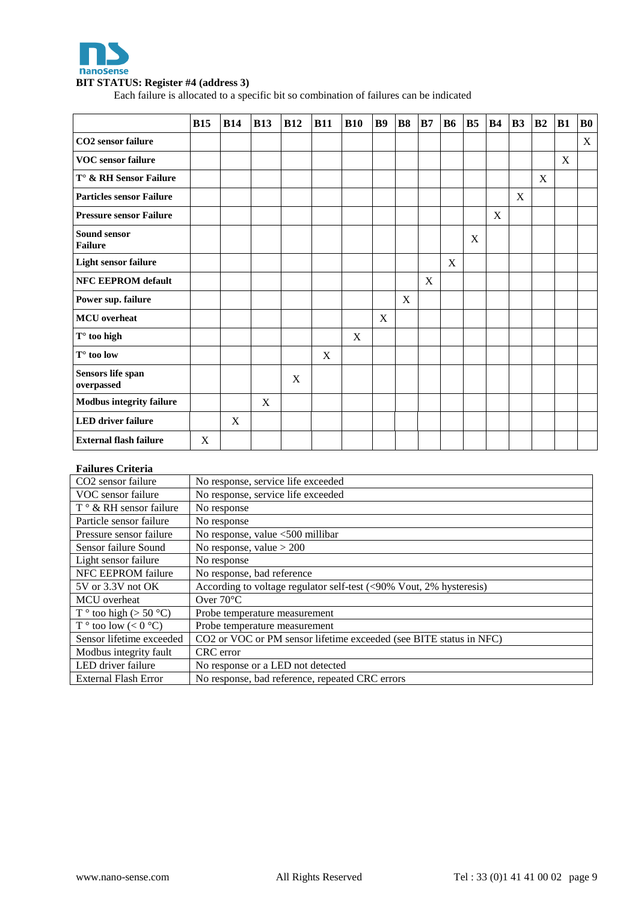**BIT STATUS: Register #4 (address 3)**

Each failure is allocated to a specific bit so combination of failures can be indicated

| | B15 | B14 | B13 | B12 | B11 | B10 | B9 | B8 | B7 | B6 | B5 | B4 | B3 | B2 | B1 | B0 |
|---|---|---|---|---|---|---|---|---|---|---|---|---|---|---|---|---|
| **CO2 sensor failure** | | | | | | | | | | | | | | | | X |
| **VOC sensor failure** | | | | | | | | | | | | | | | X | |
| **T° & RH Sensor Failure** | | | | | | | | | | | | | | X | | |
| **Particles sensor Failure** | | | | | | | | | | | | | X | | | |
| **Pressure sensor Failure** | | | | | | | | | | | | X | | | | |
| **Sound sensor Failure** | | | | | | | | | | | X | | | | | |
| **Light sensor failure** | | | | | | | | | | X | | | | | | |
| **NFC EEPROM default** | | | | | | | | | X | | | | | | | |
| **Power sup. failure** | | | | | | | | X | | | | | | | | |
| **MCU overheat** | | | | | | | X | | | | | | | | | |
| **T° too high** | | | | | | X | | | | | | | | | | |
| **T° too low** | | | | | X | | | | | | | | | | | |
| **Sensors life span overpassed** | | | | X | | | | | | | | | | | | |
| **Modbus integrity failure** | | | X | | | | | | | | | | | | | |
| **LED driver failure** | | X | | | | | | | | | | | | | | |
| **External flash failure** | X | | | | | | | | | | | | | | | |

**Failures Criteria**

| | |
|---|---|
| CO2 sensor failure | No response, service life exceeded |
| VOC sensor failure | No response, service life exceeded |
| T ° & RH sensor failure | No response |
| Particle sensor failure | No response |
| Pressure sensor failure | No response, value <500 millibar |
| Sensor failure Sound | No response, value > 200 |
| Light sensor failure | No response |
| NFC EEPROM failure | No response, bad reference |
| 5V or 3.3V not OK | According to voltage regulator self-test (<90% Vout, 2% hysteresis) |
| MCU overheat | Over 70°C |
| T ° too high (> 50 °C) | Probe temperature measurement |
| T ° too low (< 0 °C) | Probe temperature measurement |
| Sensor lifetime exceeded | CO2 or VOC or PM sensor lifetime exceeded (see BITE status in NFC) |
| Modbus integrity fault | CRC error |
| LED driver failure | No response or a LED not detected |
| External Flash Error | No response, bad reference, repeated CRC errors |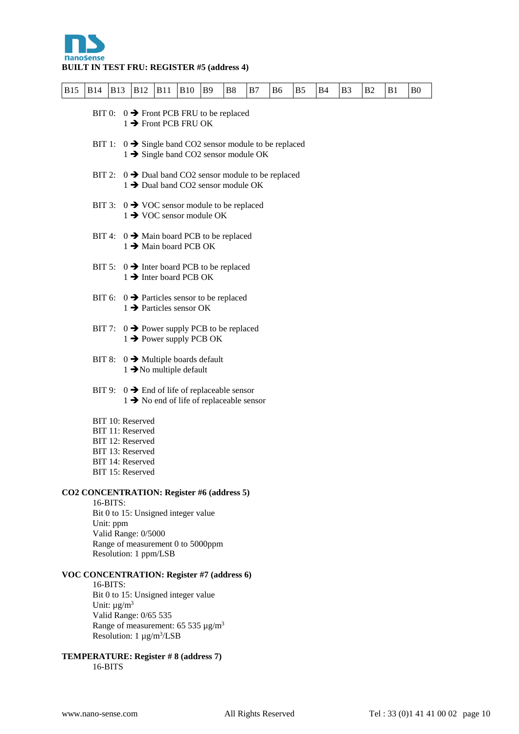**BUILT IN TEST FRU: REGISTER #5 (address 4)**

| B15 | B14 | B13 | B12 | B11 | B10 | B9 | B8 | B7 | B6 | B5 | B4 | B3 | B2 | B1 | B0 |
|---|---|---|---|---|---|---|---|---|---|---|---|---|---|---|---|

BIT 0: 0 ➔ Front PCB FRU to be replaced
1 ➔ Front PCB FRU OK

BIT 1: 0 ➔ Single band CO2 sensor module to be replaced
1 ➔ Single band CO2 sensor module OK

BIT 2: 0 ➔ Dual band CO2 sensor module to be replaced
1 ➔ Dual band CO2 sensor module OK

BIT 3: 0 ➔ VOC sensor module to be replaced
1 ➔ VOC sensor module OK

BIT 4: 0 ➔ Main board PCB to be replaced
1 ➔ Main board PCB OK

BIT 5: 0 ➔ Inter board PCB to be replaced
1 ➔ Inter board PCB OK

BIT 6: 0 ➔ Particles sensor to be replaced
1 ➔ Particles sensor OK

BIT 7: 0 ➔ Power supply PCB to be replaced
1 ➔ Power supply PCB OK

BIT 8: 0 ➔ Multiple boards default
1 ➔No multiple default

BIT 9: 0 ➔ End of life of replaceable sensor
1 ➔ No end of life of replaceable sensor

BIT 10: Reserved
BIT 11: Reserved
BIT 12: Reserved
BIT 13: Reserved
BIT 14: Reserved
BIT 15: Reserved

**CO2 CONCENTRATION: Register #6 (address 5)**

16-BITS:
Bit 0 to 15: Unsigned integer value
Unit: ppm
Valid Range: 0/5000
Range of measurement 0 to 5000ppm
Resolution: 1 ppm/LSB

**VOC CONCENTRATION: Register #7 (address 6)**

16-BITS:
Bit 0 to 15: Unsigned integer value
Unit: $\mu g/m^3$
Valid Range: 0/65 535
Range of measurement: 65 535 $\mu g/m^3$
Resolution: 1 $\mu g/m^3$/LSB

**TEMPERATURE: Register # 8 (address 7)**

16-BITS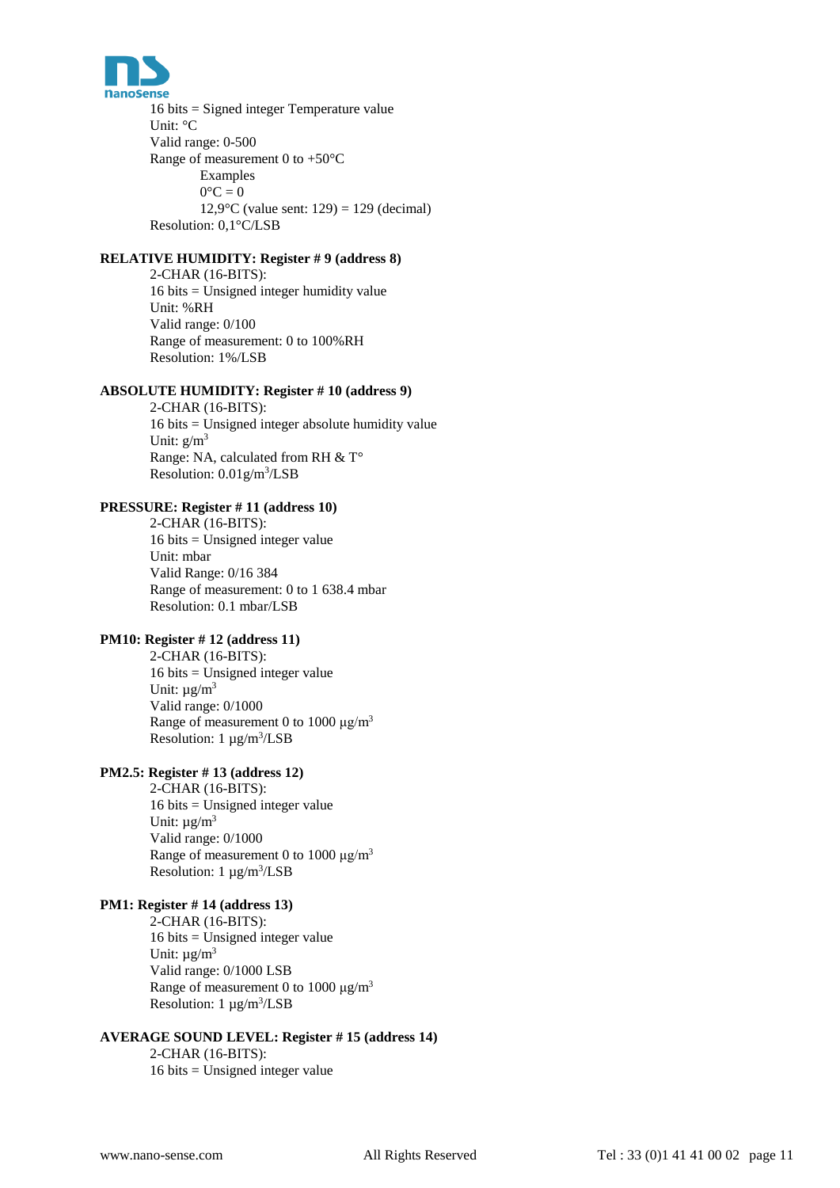16 bits = Signed integer Temperature value
Unit: °C
Valid range: 0-500
Range of measurement 0 to +50°C
Examples
0°C = 0
12,9°C (value sent: 129) = 129 (decimal)
Resolution: 0,1°C/LSB

**RELATIVE HUMIDITY: Register # 9 (address 8)**

2-CHAR (16-BITS):
16 bits = Unsigned integer humidity value
Unit: %RH
Valid range: 0/100
Range of measurement: 0 to 100%RH
Resolution: 1%/LSB

**ABSOLUTE HUMIDITY: Register # 10 (address 9)**

2-CHAR (16-BITS):
16 bits = Unsigned integer absolute humidity value
Unit: $g/m^3$
Range: NA, calculated from RH & T°
Resolution: $0.01g/m^3$/LSB

**PRESSURE: Register # 11 (address 10)**

2-CHAR (16-BITS):
16 bits = Unsigned integer value
Unit: mbar
Valid Range: 0/16 384
Range of measurement: 0 to 1 638.4 mbar
Resolution: 0.1 mbar/LSB

**PM10: Register # 12 (address 11)**

2-CHAR (16-BITS):
16 bits = Unsigned integer value
Unit: $\mu g/m^3$
Valid range: 0/1000
Range of measurement 0 to 1000 $\mu g/m^3$
Resolution: 1 $\mu g/m^3$/LSB

**PM2.5: Register # 13 (address 12)**

2-CHAR (16-BITS):
16 bits = Unsigned integer value
Unit: $\mu g/m^3$
Valid range: 0/1000
Range of measurement 0 to 1000 $\mu g/m^3$
Resolution: 1 $\mu g/m^3$/LSB

**PM1: Register # 14 (address 13)**

2-CHAR (16-BITS):
16 bits = Unsigned integer value
Unit: $\mu g/m^3$
Valid range: 0/1000 LSB
Range of measurement 0 to 1000 $\mu g/m^3$
Resolution: 1 $\mu g/m^3$/LSB

**AVERAGE SOUND LEVEL: Register # 15 (address 14)**

2-CHAR (16-BITS):
16 bits = Unsigned integer value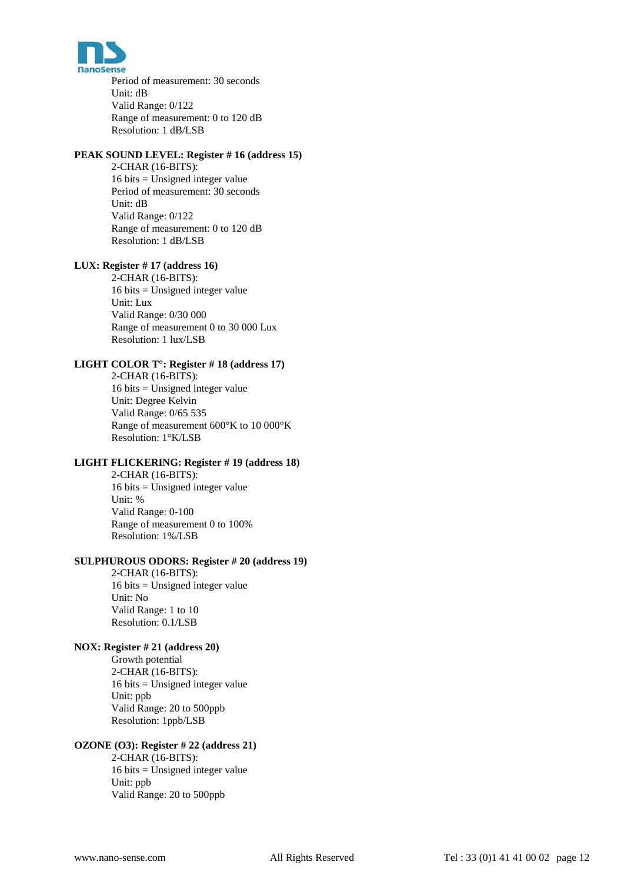Period of measurement: 30 seconds
Unit: dB
Valid Range: 0/122
Range of measurement: 0 to 120 dB
Resolution: 1 dB/LSB

**PEAK SOUND LEVEL: Register # 16 (address 15)**

2-CHAR (16-BITS):
16 bits = Unsigned integer value
Period of measurement: 30 seconds
Unit: dB
Valid Range: 0/122
Range of measurement: 0 to 120 dB
Resolution: 1 dB/LSB

**LUX: Register # 17 (address 16)**

2-CHAR (16-BITS):
16 bits = Unsigned integer value
Unit: Lux
Valid Range: 0/30 000
Range of measurement 0 to 30 000 Lux
Resolution: 1 lux/LSB

**LIGHT COLOR T°: Register # 18 (address 17)**

2-CHAR (16-BITS):
16 bits = Unsigned integer value
Unit: Degree Kelvin
Valid Range: 0/65 535
Range of measurement 600°K to 10 000°K
Resolution: 1°K/LSB

**LIGHT FLICKERING: Register # 19 (address 18)**

2-CHAR (16-BITS):
16 bits = Unsigned integer value
Unit: %
Valid Range: 0-100
Range of measurement 0 to 100%
Resolution: 1%/LSB

**SULPHUROUS ODORS: Register # 20 (address 19)**

2-CHAR (16-BITS):
16 bits = Unsigned integer value
Unit: No
Valid Range: 1 to 10
Resolution: 0.1/LSB

**NOX: Register # 21 (address 20)**

Growth potential
2-CHAR (16-BITS):
16 bits = Unsigned integer value
Unit: ppb
Valid Range: 20 to 500ppb
Resolution: 1ppb/LSB

**OZONE (O3): Register # 22 (address 21)**

2-CHAR (16-BITS):
16 bits = Unsigned integer value
Unit: ppb
Valid Range: 20 to 500ppb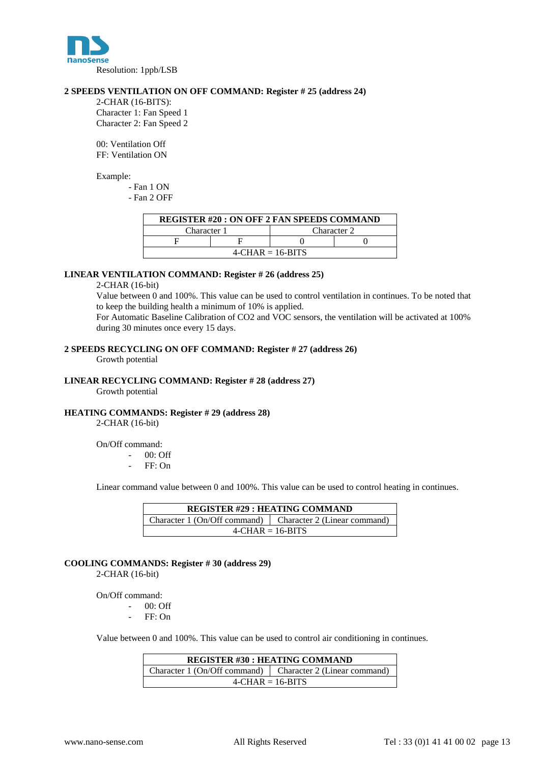Resolution: 1ppb/LSB

**2 SPEEDS VENTILATION ON OFF COMMAND: Register # 25 (address 24)**

2-CHAR (16-BITS):
Character 1: Fan Speed 1
Character 2: Fan Speed 2

00: Ventilation Off
FF: Ventilation ON

Example:

- Fan 1 ON
- Fan 2 OFF

| REGISTER #20 : ON OFF 2 FAN SPEEDS COMMAND | | | |
|---|---|---|---|
| Character 1 | | Character 2 | |
| F | F | 0 | 0 |
| 4-CHAR = 16-BITS | | | |

**LINEAR VENTILATION COMMAND: Register # 26 (address 25)**

2-CHAR (16-bit)
Value between 0 and 100%. This value can be used to control ventilation in continues. To be noted that to keep the building health a minimum of 10% is applied.
For Automatic Baseline Calibration of CO2 and VOC sensors, the ventilation will be activated at 100% during 30 minutes once every 15 days.

**2 SPEEDS RECYCLING ON OFF COMMAND: Register # 27 (address 26)**

Growth potential

**LINEAR RECYCLING COMMAND: Register # 28 (address 27)**

Growth potential

**HEATING COMMANDS: Register # 29 (address 28)**

2-CHAR (16-bit)

On/Off command:

- 00: Off
- FF: On

Linear command value between 0 and 100%. This value can be used to control heating in continues.

| REGISTER #29 : HEATING COMMAND | |
|---|---|
| Character 1 (On/Off command) | Character 2 (Linear command) |
| 4-CHAR = 16-BITS | |

**COOLING COMMANDS: Register # 30 (address 29)**

2-CHAR (16-bit)

On/Off command:

- 00: Off
- FF: On

Value between 0 and 100%. This value can be used to control air conditioning in continues.

| REGISTER #30 : HEATING COMMAND | |
|---|---|
| Character 1 (On/Off command) | Character 2 (Linear command) |
| 4-CHAR = 16-BITS | |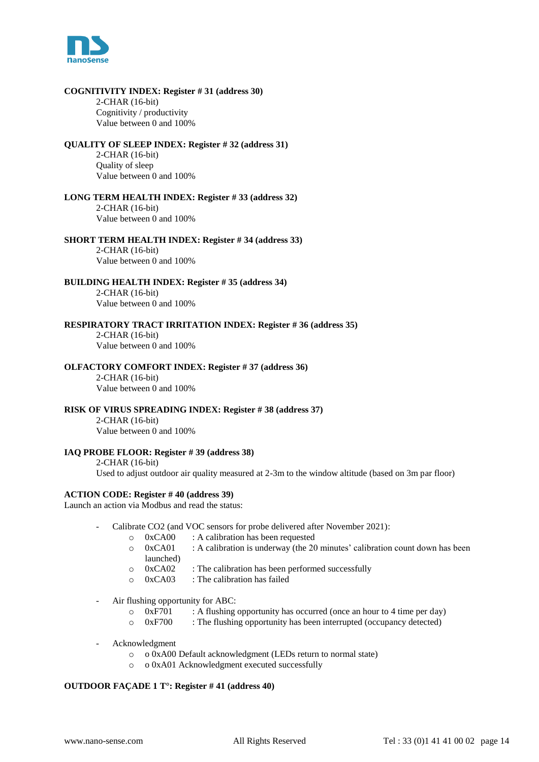**COGNITIVITY INDEX: Register # 31 (address 30)**

2-CHAR (16-bit)
Cognitivity / productivity
Value between 0 and 100%

**QUALITY OF SLEEP INDEX: Register # 32 (address 31)**

2-CHAR (16-bit)
Quality of sleep
Value between 0 and 100%

**LONG TERM HEALTH INDEX: Register # 33 (address 32)**

2-CHAR (16-bit)
Value between 0 and 100%

**SHORT TERM HEALTH INDEX: Register # 34 (address 33)**

2-CHAR (16-bit)
Value between 0 and 100%

**BUILDING HEALTH INDEX: Register # 35 (address 34)**

2-CHAR (16-bit)
Value between 0 and 100%

**RESPIRATORY TRACT IRRITATION INDEX: Register # 36 (address 35)**

2-CHAR (16-bit)
Value between 0 and 100%

**OLFACTORY COMFORT INDEX: Register # 37 (address 36)**

2-CHAR (16-bit)
Value between 0 and 100%

**RISK OF VIRUS SPREADING INDEX: Register # 38 (address 37)**

2-CHAR (16-bit)
Value between 0 and 100%

**IAQ PROBE FLOOR: Register # 39 (address 38)**

2-CHAR (16-bit)
Used to adjust outdoor air quality measured at 2-3m to the window altitude (based on 3m par floor)

**ACTION CODE: Register # 40 (address 39)**

Launch an action via Modbus and read the status:

- Calibrate CO2 (and VOC sensors for probe delivered after November 2021):
  - 0xCA00 : A calibration has been requested
  - 0xCA01 : A calibration is underway (the 20 minutes' calibration count down has been launched)
  - 0xCA02 : The calibration has been performed successfully
  - 0xCA03 : The calibration has failed

- Air flushing opportunity for ABC:
  - 0xF701 : A flushing opportunity has occurred (once an hour to 4 time per day)
  - 0xF700 : The flushing opportunity has been interrupted (occupancy detected)

- Acknowledgment
  - o 0xA00 Default acknowledgment (LEDs return to normal state)
  - o 0xA01 Acknowledgment executed successfully

**OUTDOOR FAÇADE 1 T°: Register # 41 (address 40)**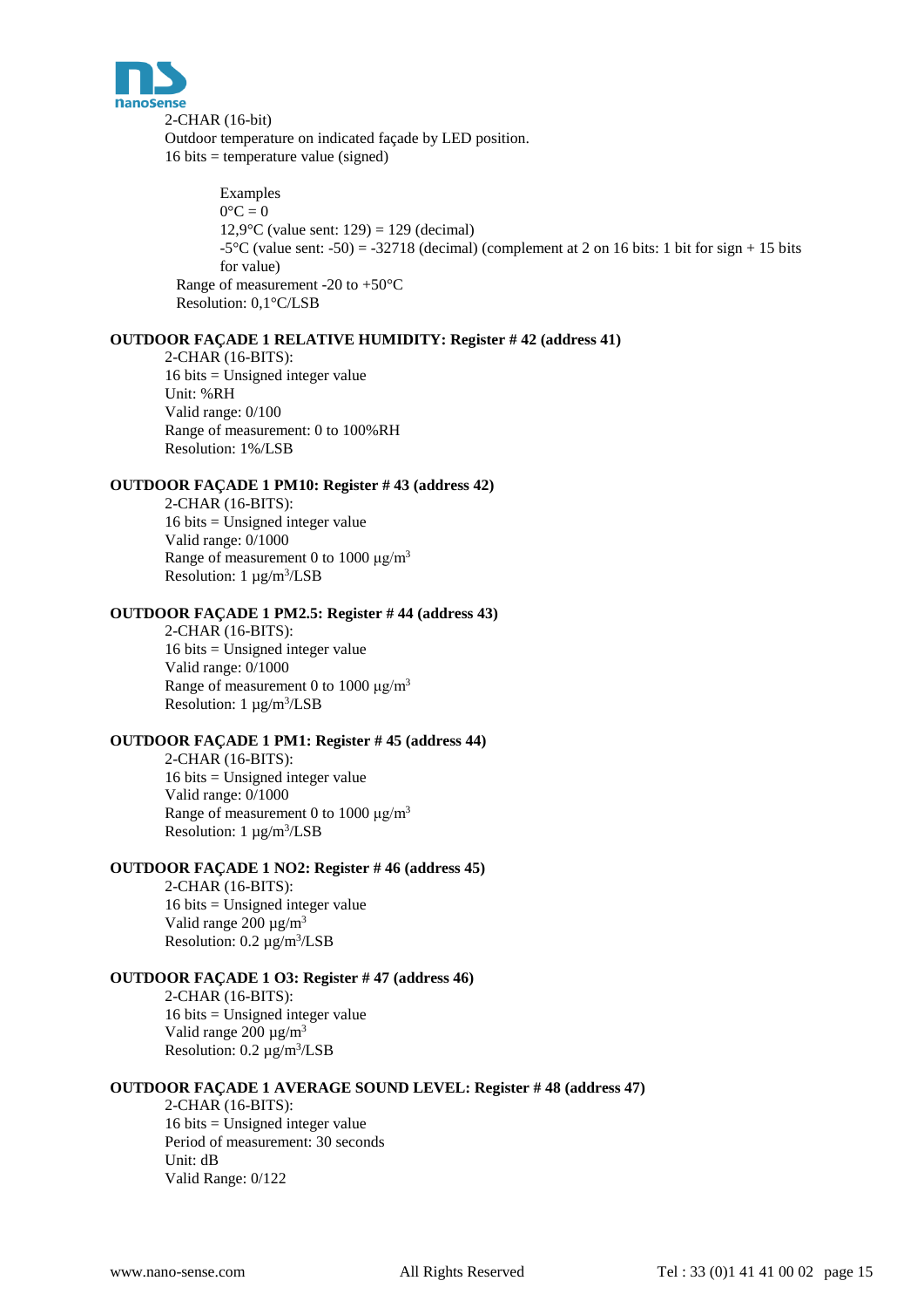2-CHAR (16-bit)
Outdoor temperature on indicated façade by LED position.
16 bits = temperature value (signed)

Examples
0°C = 0
12,9°C (value sent: 129) = 129 (decimal)
-5°C (value sent: -50) = -32718 (decimal) (complement at 2 on 16 bits: 1 bit for sign + 15 bits for value)

Range of measurement -20 to +50°C
Resolution: 0,1°C/LSB

**OUTDOOR FAÇADE 1 RELATIVE HUMIDITY: Register # 42 (address 41)**

2-CHAR (16-BITS):
16 bits = Unsigned integer value
Unit: %RH
Valid range: 0/100
Range of measurement: 0 to 100%RH
Resolution: 1%/LSB

**OUTDOOR FAÇADE 1 PM10: Register # 43 (address 42)**

2-CHAR (16-BITS):
16 bits = Unsigned integer value
Valid range: 0/1000
Range of measurement 0 to 1000 µg/m$^3$
Resolution: 1 µg/m$^3$/LSB

**OUTDOOR FAÇADE 1 PM2.5: Register # 44 (address 43)**

2-CHAR (16-BITS):
16 bits = Unsigned integer value
Valid range: 0/1000
Range of measurement 0 to 1000 µg/m$^3$
Resolution: 1 µg/m$^3$/LSB

**OUTDOOR FAÇADE 1 PM1: Register # 45 (address 44)**

2-CHAR (16-BITS):
16 bits = Unsigned integer value
Valid range: 0/1000
Range of measurement 0 to 1000 µg/m$^3$
Resolution: 1 µg/m$^3$/LSB

**OUTDOOR FAÇADE 1 NO2: Register # 46 (address 45)**

2-CHAR (16-BITS):
16 bits = Unsigned integer value
Valid range 200 µg/m$^3$
Resolution: 0.2 µg/m$^3$/LSB

**OUTDOOR FAÇADE 1 O3: Register # 47 (address 46)**

2-CHAR (16-BITS):
16 bits = Unsigned integer value
Valid range 200 µg/m$^3$
Resolution: 0.2 µg/m$^3$/LSB

**OUTDOOR FAÇADE 1 AVERAGE SOUND LEVEL: Register # 48 (address 47)**

2-CHAR (16-BITS):
16 bits = Unsigned integer value
Period of measurement: 30 seconds
Unit: dB
Valid Range: 0/122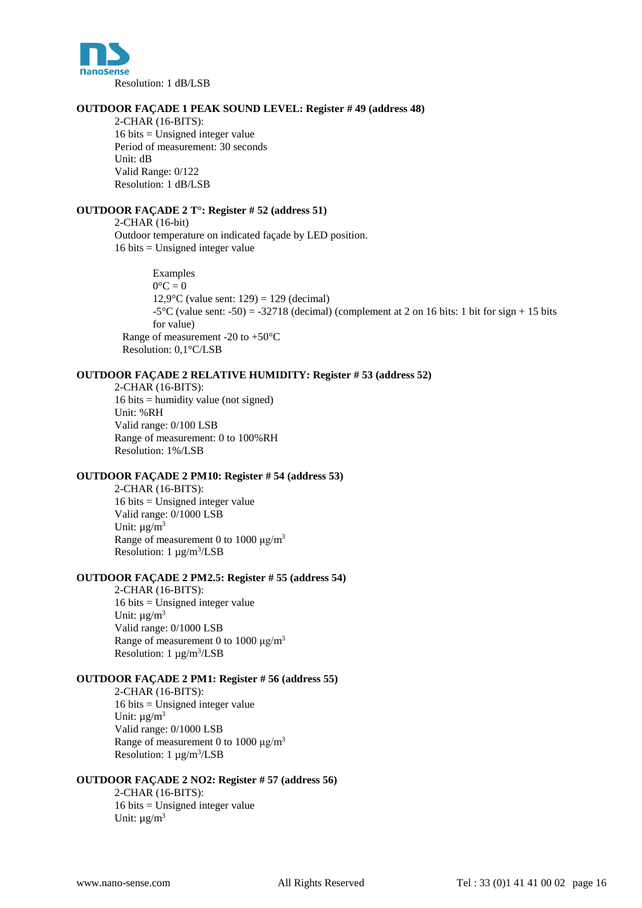Resolution: 1 dB/LSB

**OUTDOOR FAÇADE 1 PEAK SOUND LEVEL: Register # 49 (address 48)**

2-CHAR (16-BITS):
16 bits = Unsigned integer value
Period of measurement: 30 seconds
Unit: dB
Valid Range: 0/122
Resolution: 1 dB/LSB

**OUTDOOR FAÇADE 2 T°: Register # 52 (address 51)**

2-CHAR (16-bit)
Outdoor temperature on indicated façade by LED position.
16 bits = Unsigned integer value

Examples
0°C = 0
12,9°C (value sent: 129) = 129 (decimal)
-5°C (value sent: -50) = -32718 (decimal) (complement at 2 on 16 bits: 1 bit for sign + 15 bits for value)

Range of measurement -20 to +50°C
Resolution: 0,1°C/LSB

**OUTDOOR FAÇADE 2 RELATIVE HUMIDITY: Register # 53 (address 52)**

2-CHAR (16-BITS):
16 bits = humidity value (not signed)
Unit: %RH
Valid range: 0/100 LSB
Range of measurement: 0 to 100%RH
Resolution: 1%/LSB

**OUTDOOR FAÇADE 2 PM10: Register # 54 (address 53)**

2-CHAR (16-BITS):
16 bits = Unsigned integer value
Valid range: 0/1000 LSB
Unit: µg/m$^3$
Range of measurement 0 to 1000 µg/m$^3$
Resolution: 1 µg/m$^3$/LSB

**OUTDOOR FAÇADE 2 PM2.5: Register # 55 (address 54)**

2-CHAR (16-BITS):
16 bits = Unsigned integer value
Unit: µg/m$^3$
Valid range: 0/1000 LSB
Range of measurement 0 to 1000 µg/m$^3$
Resolution: 1 µg/m$^3$/LSB

**OUTDOOR FAÇADE 2 PM1: Register # 56 (address 55)**

2-CHAR (16-BITS):
16 bits = Unsigned integer value
Unit: µg/m$^3$
Valid range: 0/1000 LSB
Range of measurement 0 to 1000 µg/m$^3$
Resolution: 1 µg/m$^3$/LSB

**OUTDOOR FAÇADE 2 NO2: Register # 57 (address 56)**

2-CHAR (16-BITS):
16 bits = Unsigned integer value
Unit: µg/m$^3$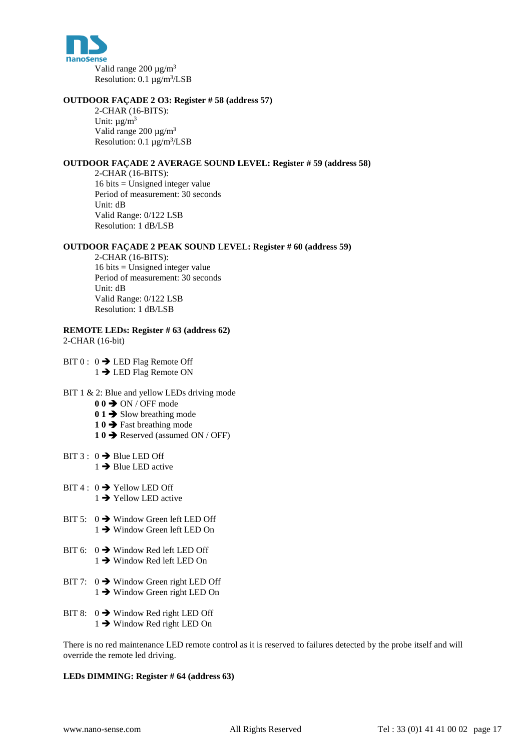Valid range 200 µg/m$^3$
Resolution: 0.1 µg/m$^3$/LSB

**OUTDOOR FAÇADE 2 O3: Register # 58 (address 57)**

2-CHAR (16-BITS):
Unit: µg/m$^3$
Valid range 200 µg/m$^3$
Resolution: 0.1 µg/m$^3$/LSB

**OUTDOOR FAÇADE 2 AVERAGE SOUND LEVEL: Register # 59 (address 58)**

2-CHAR (16-BITS):
16 bits = Unsigned integer value
Period of measurement: 30 seconds
Unit: dB
Valid Range: 0/122 LSB
Resolution: 1 dB/LSB

**OUTDOOR FAÇADE 2 PEAK SOUND LEVEL: Register # 60 (address 59)**

2-CHAR (16-BITS):
16 bits = Unsigned integer value
Period of measurement: 30 seconds
Unit: dB
Valid Range: 0/122 LSB
Resolution: 1 dB/LSB

**REMOTE LEDs: Register # 63 (address 62)**

2-CHAR (16-bit)

BIT 0 : 0 ➔ LED Flag Remote Off
1 ➔ LED Flag Remote ON

BIT 1 & 2: Blue and yellow LEDs driving mode
**0 0** ➔ ON / OFF mode
**0 1** ➔ Slow breathing mode
**1 0** ➔ Fast breathing mode
**1 0** ➔ Reserved (assumed ON / OFF)

BIT 3 : 0 ➔ Blue LED Off
1 ➔ Blue LED active

BIT 4 : 0 ➔ Yellow LED Off
1 ➔ Yellow LED active

BIT 5: 0 ➔ Window Green left LED Off
1 ➔ Window Green left LED On

BIT 6: 0 ➔ Window Red left LED Off
1 ➔ Window Red left LED On

BIT 7: 0 ➔ Window Green right LED Off
1 ➔ Window Green right LED On

BIT 8: 0 ➔ Window Red right LED Off
1 ➔ Window Red right LED On

There is no red maintenance LED remote control as it is reserved to failures detected by the probe itself and will override the remote led driving.

**LEDs DIMMING: Register # 64 (address 63)**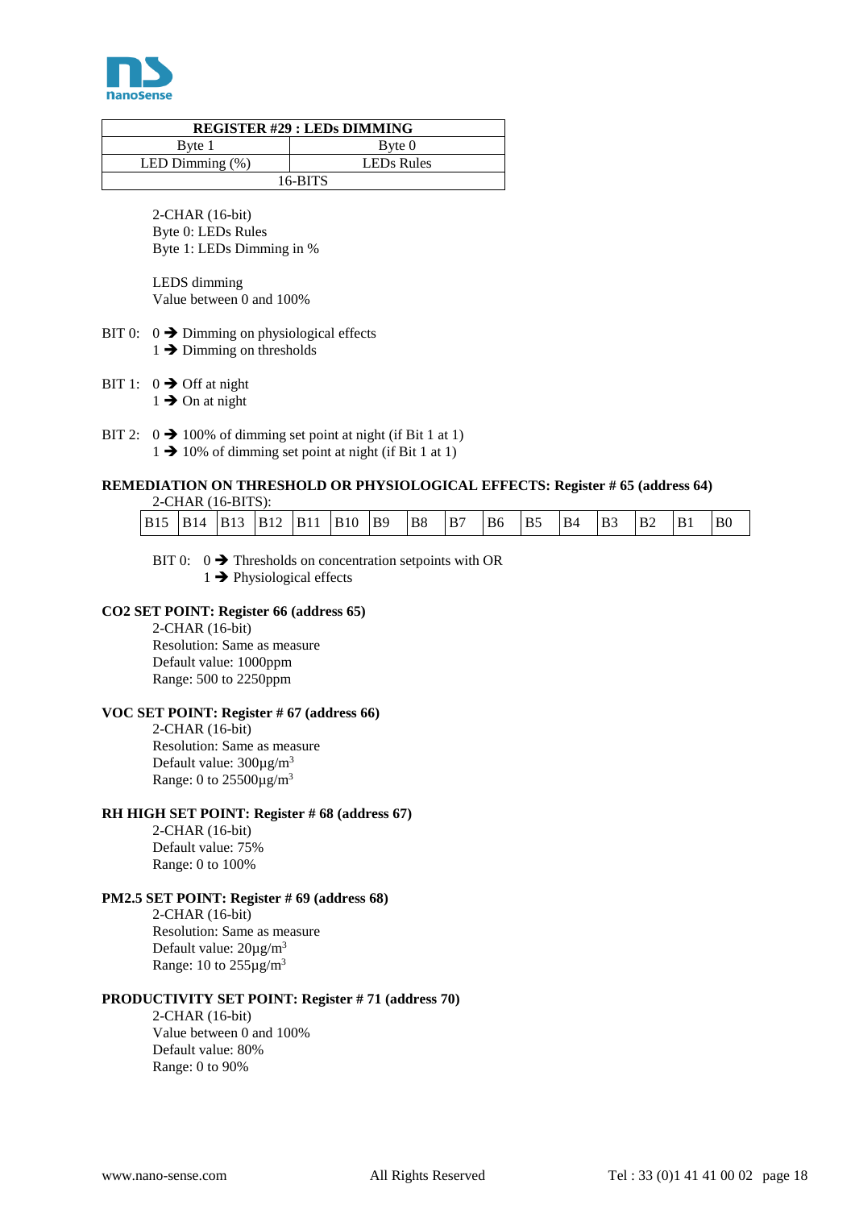| REGISTER #29 : LEDs DIMMING | |
|---|---|
| Byte 1 | Byte 0 |
| LED Dimming (%) | LEDs Rules |
| 16-BITS | |

2-CHAR (16-bit)
Byte 0: LEDs Rules
Byte 1: LEDs Dimming in %

LEDS dimming
Value between 0 and 100%

BIT 0: 0 ➔ Dimming on physiological effects
1 ➔ Dimming on thresholds

BIT 1: 0 ➔ Off at night
1 ➔ On at night

BIT 2: 0 ➔ 100% of dimming set point at night (if Bit 1 at 1)
1 ➔ 10% of dimming set point at night (if Bit 1 at 1)

**REMEDIATION ON THRESHOLD OR PHYSIOLOGICAL EFFECTS: Register # 65 (address 64)**

2-CHAR (16-BITS):

| B15 | B14 | B13 | B12 | B11 | B10 | B9 | B8 | B7 | B6 | B5 | B4 | B3 | B2 | B1 | B0 |
|---|---|---|---|---|---|---|---|---|---|---|---|---|---|---|---|

BIT 0: 0 ➔ Thresholds on concentration setpoints with OR
1 ➔ Physiological effects

**CO2 SET POINT: Register 66 (address 65)**

2-CHAR (16-bit)
Resolution: Same as measure
Default value: 1000ppm
Range: 500 to 2250ppm

**VOC SET POINT: Register # 67 (address 66)**

2-CHAR (16-bit)
Resolution: Same as measure
Default value: 300µg/m$^3$
Range: 0 to 25500µg/m$^3$

**RH HIGH SET POINT: Register # 68 (address 67)**

2-CHAR (16-bit)
Default value: 75%
Range: 0 to 100%

**PM2.5 SET POINT: Register # 69 (address 68)**

2-CHAR (16-bit)
Resolution: Same as measure
Default value: 20µg/m$^3$
Range: 10 to 255µg/m$^3$

**PRODUCTIVITY SET POINT: Register # 71 (address 70)**

2-CHAR (16-bit)
Value between 0 and 100%
Default value: 80%
Range: 0 to 90%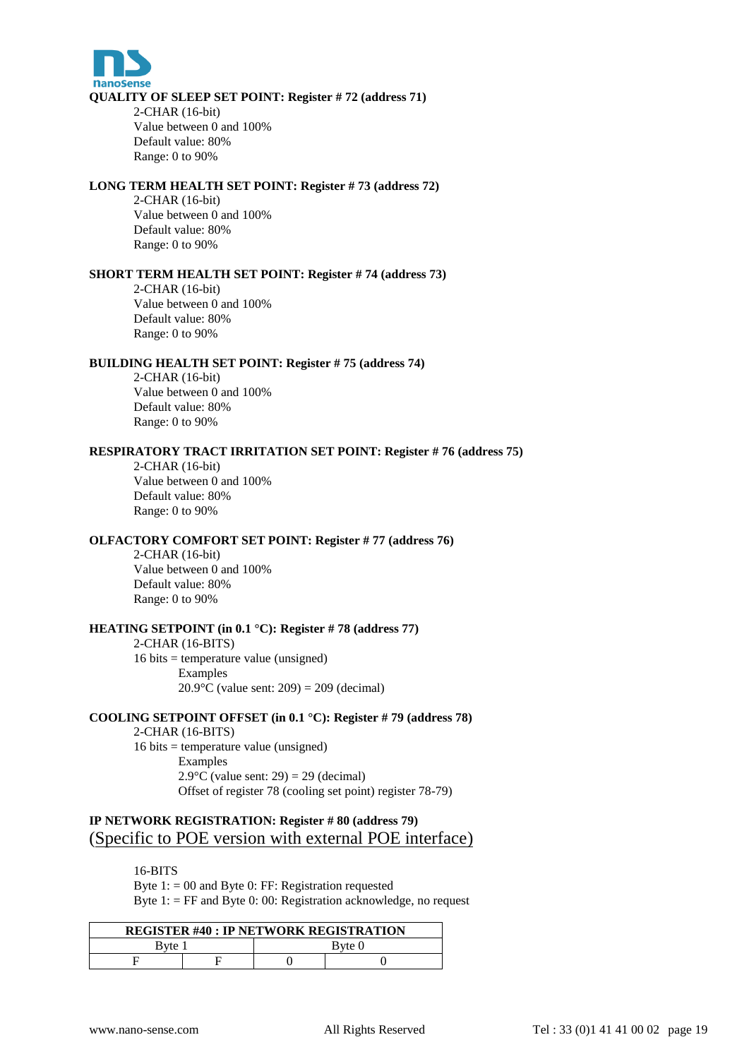**QUALITY OF SLEEP SET POINT: Register # 72 (address 71)**

2-CHAR (16-bit)
Value between 0 and 100%
Default value: 80%
Range: 0 to 90%

**LONG TERM HEALTH SET POINT: Register # 73 (address 72)**

2-CHAR (16-bit)
Value between 0 and 100%
Default value: 80%
Range: 0 to 90%

**SHORT TERM HEALTH SET POINT: Register # 74 (address 73)**

2-CHAR (16-bit)
Value between 0 and 100%
Default value: 80%
Range: 0 to 90%

**BUILDING HEALTH SET POINT: Register # 75 (address 74)**

2-CHAR (16-bit)
Value between 0 and 100%
Default value: 80%
Range: 0 to 90%

**RESPIRATORY TRACT IRRITATION SET POINT: Register # 76 (address 75)**

2-CHAR (16-bit)
Value between 0 and 100%
Default value: 80%
Range: 0 to 90%

**OLFACTORY COMFORT SET POINT: Register # 77 (address 76)**

2-CHAR (16-bit)
Value between 0 and 100%
Default value: 80%
Range: 0 to 90%

**HEATING SETPOINT (in 0.1 °C): Register # 78 (address 77)**

2-CHAR (16-BITS)
16 bits = temperature value (unsigned)
Examples
20.9°C (value sent: 209) = 209 (decimal)

**COOLING SETPOINT OFFSET (in 0.1 °C): Register # 79 (address 78)**

2-CHAR (16-BITS)
16 bits = temperature value (unsigned)
Examples
2.9°C (value sent: 29) = 29 (decimal)
Offset of register 78 (cooling set point) register 78-79)

**IP NETWORK REGISTRATION: Register # 80 (address 79)**
(Specific to POE version with external POE interface)

16-BITS
Byte 1: = 00 and Byte 0: FF: Registration requested
Byte 1: = FF and Byte 0: 00: Registration acknowledge, no request

| REGISTER #40 : IP NETWORK REGISTRATION | | | |
|---|---|---|---|
| Byte 1 | | Byte 0 | |
| F | F | 0 | 0 |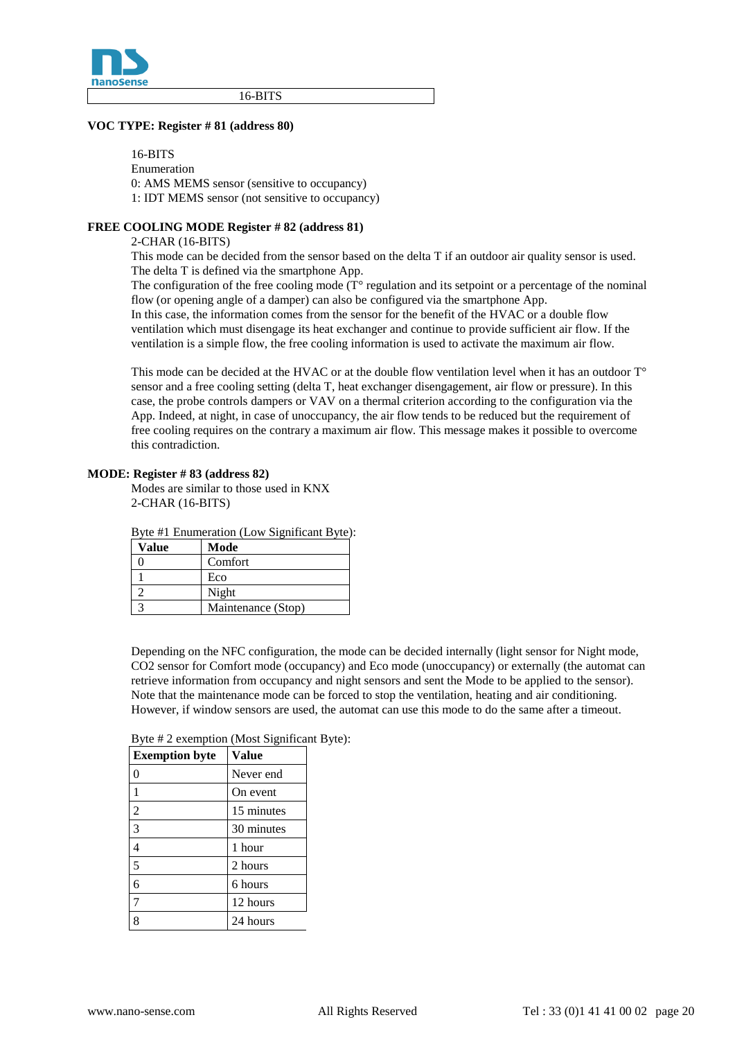| 16-BITS |
|---|

**VOC TYPE: Register # 81 (address 80)**

16-BITS
Enumeration
0: AMS MEMS sensor (sensitive to occupancy)
1: IDT MEMS sensor (not sensitive to occupancy)

**FREE COOLING MODE Register # 82 (address 81)**

2-CHAR (16-BITS)
This mode can be decided from the sensor based on the delta T if an outdoor air quality sensor is used. The delta T is defined via the smartphone App.
The configuration of the free cooling mode (T° regulation and its setpoint or a percentage of the nominal flow (or opening angle of a damper) can also be configured via the smartphone App.
In this case, the information comes from the sensor for the benefit of the HVAC or a double flow ventilation which must disengage its heat exchanger and continue to provide sufficient air flow. If the ventilation is a simple flow, the free cooling information is used to activate the maximum air flow.

This mode can be decided at the HVAC or at the double flow ventilation level when it has an outdoor T° sensor and a free cooling setting (delta T, heat exchanger disengagement, air flow or pressure). In this case, the probe controls dampers or VAV on a thermal criterion according to the configuration via the App. Indeed, at night, in case of unoccupancy, the air flow tends to be reduced but the requirement of free cooling requires on the contrary a maximum air flow. This message makes it possible to overcome this contradiction.

**MODE: Register # 83 (address 82)**

Modes are similar to those used in KNX
2-CHAR (16-BITS)

Byte #1 Enumeration (Low Significant Byte):

| Value | Mode |
|---|---|
| 0 | Comfort |
| 1 | Eco |
| 2 | Night |
| 3 | Maintenance (Stop) |

Depending on the NFC configuration, the mode can be decided internally (light sensor for Night mode, CO2 sensor for Comfort mode (occupancy) and Eco mode (unoccupancy) or externally (the automat can retrieve information from occupancy and night sensors and sent the Mode to be applied to the sensor). Note that the maintenance mode can be forced to stop the ventilation, heating and air conditioning. However, if window sensors are used, the automat can use this mode to do the same after a timeout.

Byte # 2 exemption (Most Significant Byte):

| Exemption byte | Value |
|---|---|
| 0 | Never end |
| 1 | On event |
| 2 | 15 minutes |
| 3 | 30 minutes |
| 4 | 1 hour |
| 5 | 2 hours |
| 6 | 6 hours |
| 7 | 12 hours |
| 8 | 24 hours |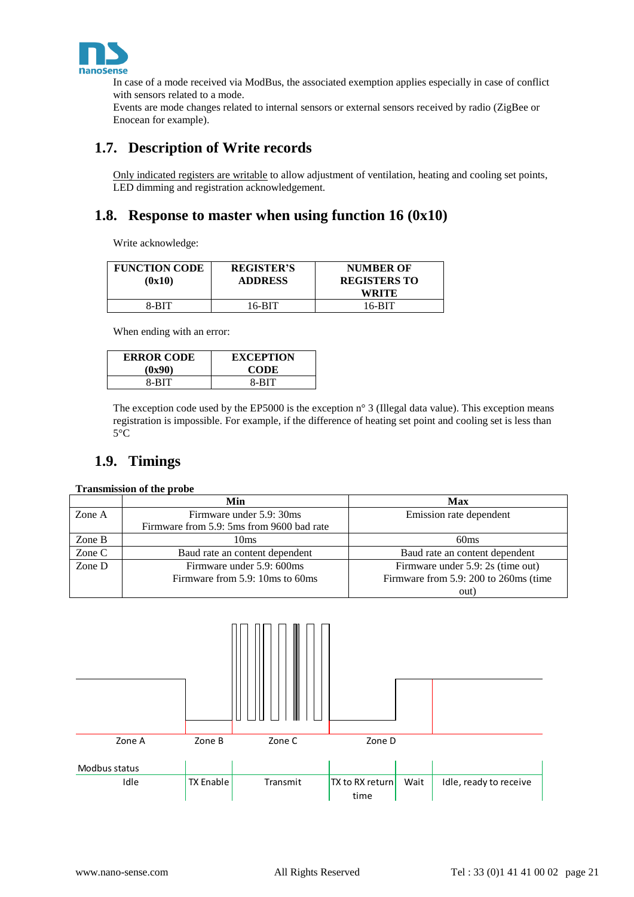In case of a mode received via ModBus, the associated exemption applies especially in case of conflict with sensors related to a mode.
Events are mode changes related to internal sensors or external sensors received by radio (ZigBee or Enocean for example).

## 1.7. Description of Write records

Only indicated registers are writable to allow adjustment of ventilation, heating and cooling set points, LED dimming and registration acknowledgement.

## 1.8. Response to master when using function 16 (0x10)

Write acknowledge:

| FUNCTION CODE (0x10) | REGISTER'S ADDRESS | NUMBER OF REGISTERS TO WRITE |
|---|---|---|
| 8-BIT | 16-BIT | 16-BIT |

When ending with an error:

| ERROR CODE (0x90) | EXCEPTION CODE |
|---|---|
| 8-BIT | 8-BIT |

The exception code used by the EP5000 is the exception n° 3 (Illegal data value). This exception means registration is impossible. For example, if the difference of heating set point and cooling set is less than 5°C

## 1.9. Timings

**Transmission of the probe**

| | Min | Max |
|---|---|---|
| Zone A | Firmware under 5.9: 30ms<br>Firmware from 5.9: 5ms from 9600 bad rate | Emission rate dependent |
| Zone B | 10ms | 60ms |
| Zone C | Baud rate an content dependent | Baud rate an content dependent |
| Zone D | Firmware under 5.9: 600ms<br>Firmware from 5.9: 10ms to 60ms | Firmware under 5.9: 2s (time out)<br>Firmware from 5.9: 200 to 260ms (time out) |

| Zone A | Zone B | Zone C | Zone D | | |
|---|---|---|---|---|---|
| **Modbus status** | | | | | |
| Idle | TX Enable | Transmit | TX to RX return time | Wait | Idle, ready to receive |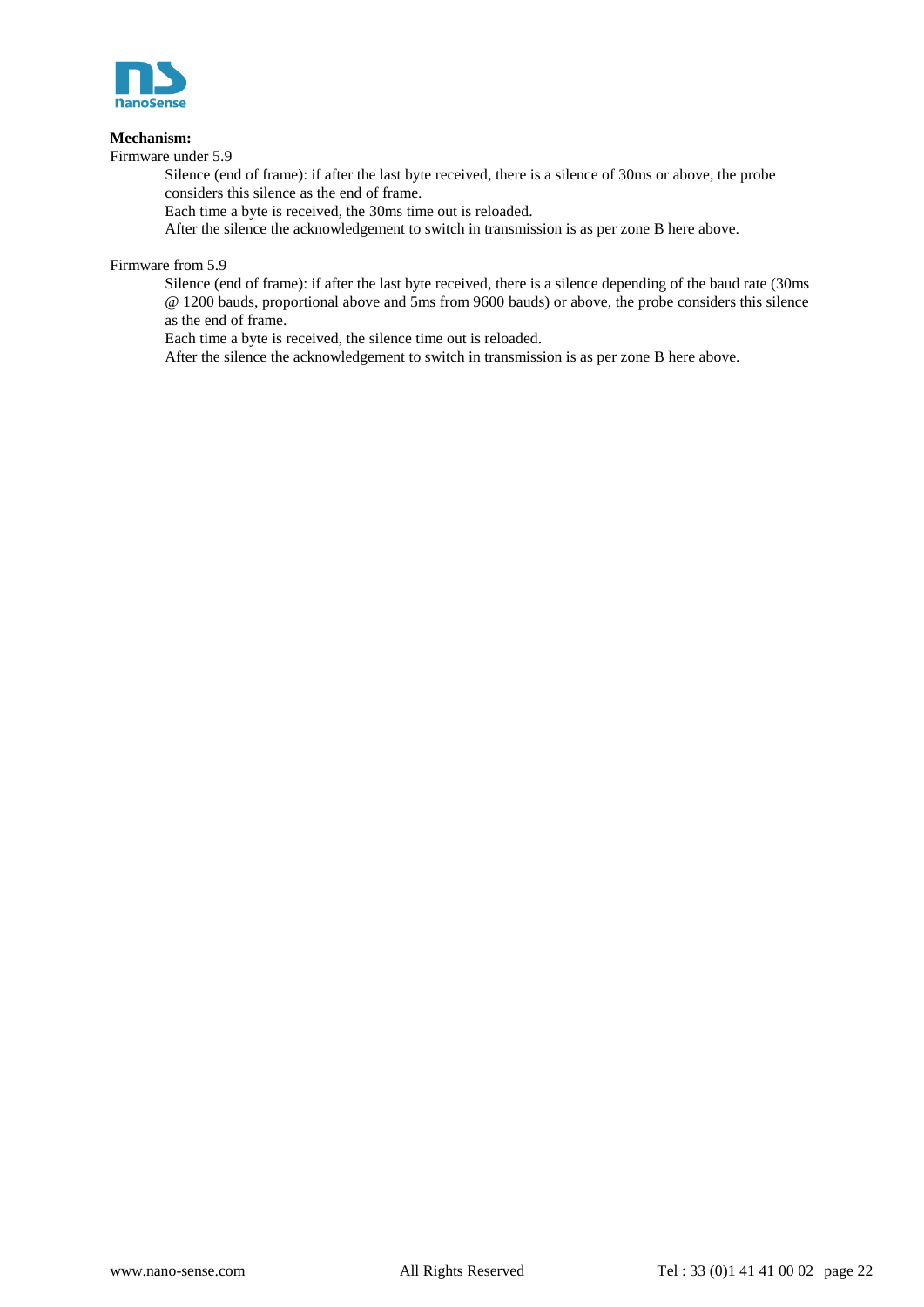**Mechanism:**

Firmware under 5.9

> Silence (end of frame): if after the last byte received, there is a silence of 30ms or above, the probe considers this silence as the end of frame.
> Each time a byte is received, the 30ms time out is reloaded.
> After the silence the acknowledgement to switch in transmission is as per zone B here above.

Firmware from 5.9

> Silence (end of frame): if after the last byte received, there is a silence depending of the baud rate (30ms @ 1200 bauds, proportional above and 5ms from 9600 bauds) or above, the probe considers this silence as the end of frame.
> Each time a byte is received, the silence time out is reloaded.
> After the silence the acknowledgement to switch in transmission is as per zone B here above.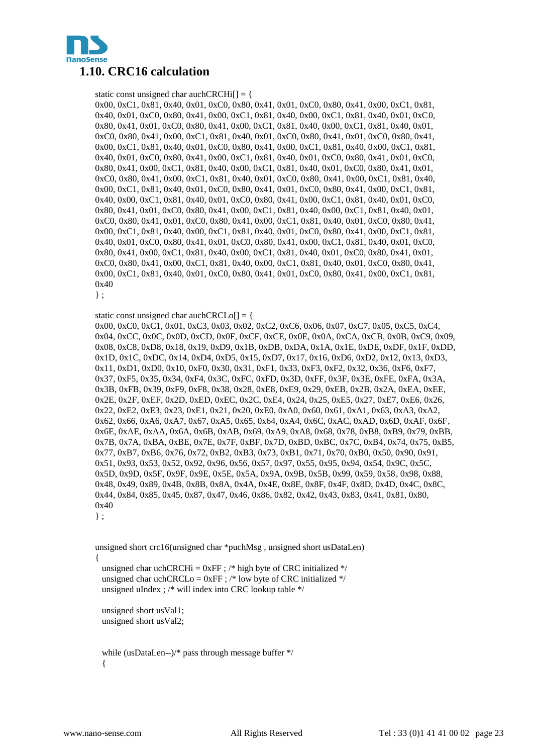## 1.10. CRC16 calculation

```
static const unsigned char auchCRCHi[] = {
0x00, 0xC1, 0x81, 0x40, 0x01, 0xC0, 0x80, 0x41, 0x01, 0xC0, 0x80, 0x41, 0x00, 0xC1, 0x81,
0x40, 0x01, 0xC0, 0x80, 0x41, 0x00, 0xC1, 0x81, 0x40, 0x00, 0xC1, 0x81, 0x40, 0x01, 0xC0,
0x80, 0x41, 0x01, 0xC0, 0x80, 0x41, 0x00, 0xC1, 0x81, 0x40, 0x00, 0xC1, 0x81, 0x40, 0x01,
0xC0, 0x80, 0x41, 0x00, 0xC1, 0x81, 0x40, 0x01, 0xC0, 0x80, 0x41, 0x01, 0xC0, 0x80, 0x41,
0x00, 0xC1, 0x81, 0x40, 0x01, 0xC0, 0x80, 0x41, 0x00, 0xC1, 0x81, 0x40, 0x00, 0xC1, 0x81,
0x40, 0x01, 0xC0, 0x80, 0x41, 0x00, 0xC1, 0x81, 0x40, 0x01, 0xC0, 0x80, 0x41, 0x01, 0xC0,
0x80, 0x41, 0x00, 0xC1, 0x81, 0x40, 0x00, 0xC1, 0x81, 0x40, 0x01, 0xC0, 0x80, 0x41, 0x01,
0xC0, 0x80, 0x41, 0x00, 0xC1, 0x81, 0x40, 0x01, 0xC0, 0x80, 0x41, 0x00, 0xC1, 0x81, 0x40,
0x00, 0xC1, 0x81, 0x40, 0x01, 0xC0, 0x80, 0x41, 0x01, 0xC0, 0x80, 0x41, 0x00, 0xC1, 0x81,
0x40, 0x00, 0xC1, 0x81, 0x40, 0x01, 0xC0, 0x80, 0x41, 0x00, 0xC1, 0x81, 0x40, 0x01, 0xC0,
0x80, 0x41, 0x01, 0xC0, 0x80, 0x41, 0x00, 0xC1, 0x81, 0x40, 0x00, 0xC1, 0x81, 0x40, 0x01,
0xC0, 0x80, 0x41, 0x01, 0xC0, 0x80, 0x41, 0x00, 0xC1, 0x81, 0x40, 0x01, 0xC0, 0x80, 0x41,
0x00, 0xC1, 0x81, 0x40, 0x00, 0xC1, 0x81, 0x40, 0x01, 0xC0, 0x80, 0x41, 0x00, 0xC1, 0x81,
0x40, 0x01, 0xC0, 0x80, 0x41, 0x01, 0xC0, 0x80, 0x41, 0x00, 0xC1, 0x81, 0x40, 0x01, 0xC0,
0x80, 0x41, 0x00, 0xC1, 0x81, 0x40, 0x00, 0xC1, 0x81, 0x40, 0x01, 0xC0, 0x80, 0x41, 0x01,
0xC0, 0x80, 0x41, 0x00, 0xC1, 0x81, 0x40, 0x00, 0xC1, 0x81, 0x40, 0x01, 0xC0, 0x80, 0x41,
0x00, 0xC1, 0x81, 0x40, 0x01, 0xC0, 0x80, 0x41, 0x01, 0xC0, 0x80, 0x41, 0x00, 0xC1, 0x81,
0x40
} ;

static const unsigned char auchCRCLo[] = {
0x00, 0xC0, 0xC1, 0x01, 0xC3, 0x03, 0x02, 0xC2, 0xC6, 0x06, 0x07, 0xC7, 0x05, 0xC5, 0xC4,
0x04, 0xCC, 0x0C, 0x0D, 0xCD, 0x0F, 0xCF, 0xCE, 0x0E, 0x0A, 0xCA, 0xCB, 0x0B, 0xC9, 0x09,
0x08, 0xC8, 0xD8, 0x18, 0x19, 0xD9, 0x1B, 0xDB, 0xDA, 0x1A, 0x1E, 0xDE, 0xDF, 0x1F, 0xDD,
0x1D, 0x1C, 0xDC, 0x14, 0xD4, 0xD5, 0x15, 0xD7, 0x17, 0x16, 0xD6, 0xD2, 0x12, 0x13, 0xD3,
0x11, 0xD1, 0xD0, 0x10, 0xF0, 0x30, 0x31, 0xF1, 0x33, 0xF3, 0xF2, 0x32, 0x36, 0xF6, 0xF7,
0x37, 0xF5, 0x35, 0x34, 0xF4, 0x3C, 0xFC, 0xFD, 0x3D, 0xFF, 0x3F, 0x3E, 0xFE, 0xFA, 0x3A,
0x3B, 0xFB, 0x39, 0xF9, 0xF8, 0x38, 0x28, 0xE8, 0xE9, 0x29, 0xEB, 0x2B, 0x2A, 0xEA, 0xEE,
0x2E, 0x2F, 0xEF, 0x2D, 0xED, 0xEC, 0x2C, 0xE4, 0x24, 0x25, 0xE5, 0x27, 0xE7, 0xE6, 0x26,
0x22, 0xE2, 0xE3, 0x23, 0xE1, 0x21, 0x20, 0xE0, 0xA0, 0x60, 0x61, 0xA1, 0x63, 0xA3, 0xA2,
0x62, 0x66, 0xA6, 0xA7, 0x67, 0xA5, 0x65, 0x64, 0xA4, 0x6C, 0xAC, 0xAD, 0x6D, 0xAF, 0x6F,
0x6E, 0xAE, 0xAA, 0x6A, 0x6B, 0xAB, 0x69, 0xA9, 0xA8, 0x68, 0x78, 0xB8, 0xB9, 0x79, 0xBB,
0x7B, 0x7A, 0xBA, 0xBE, 0x7E, 0x7F, 0xBF, 0x7D, 0xBD, 0xBC, 0x7C, 0xB4, 0x74, 0x75, 0xB5,
0x77, 0xB7, 0xB6, 0x76, 0x72, 0xB2, 0xB3, 0x73, 0xB1, 0x71, 0x70, 0xB0, 0x50, 0x90, 0x91,
0x51, 0x93, 0x53, 0x52, 0x92, 0x96, 0x56, 0x57, 0x97, 0x55, 0x95, 0x94, 0x54, 0x9C, 0x5C,
0x5D, 0x9D, 0x5F, 0x9F, 0x9E, 0x5E, 0x5A, 0x9A, 0x9B, 0x5B, 0x99, 0x59, 0x58, 0x98, 0x88,
0x48, 0x49, 0x89, 0x4B, 0x8B, 0x8A, 0x4A, 0x4E, 0x8E, 0x8F, 0x4F, 0x8D, 0x4D, 0x4C, 0x8C,
0x44, 0x84, 0x85, 0x45, 0x87, 0x47, 0x46, 0x86, 0x82, 0x42, 0x43, 0x83, 0x41, 0x81, 0x80,
0x40
} ;


unsigned short crc16(unsigned char *puchMsg , unsigned short usDataLen)
{
  unsigned char uchCRCHi = 0xFF ; /* high byte of CRC initialized */
  unsigned char uchCRCLo = 0xFF ; /* low byte of CRC initialized */
  unsigned uIndex ; /* will index into CRC lookup table */

  unsigned short usVal1;
  unsigned short usVal2;


  while (usDataLen--)/* pass through message buffer */
  {
```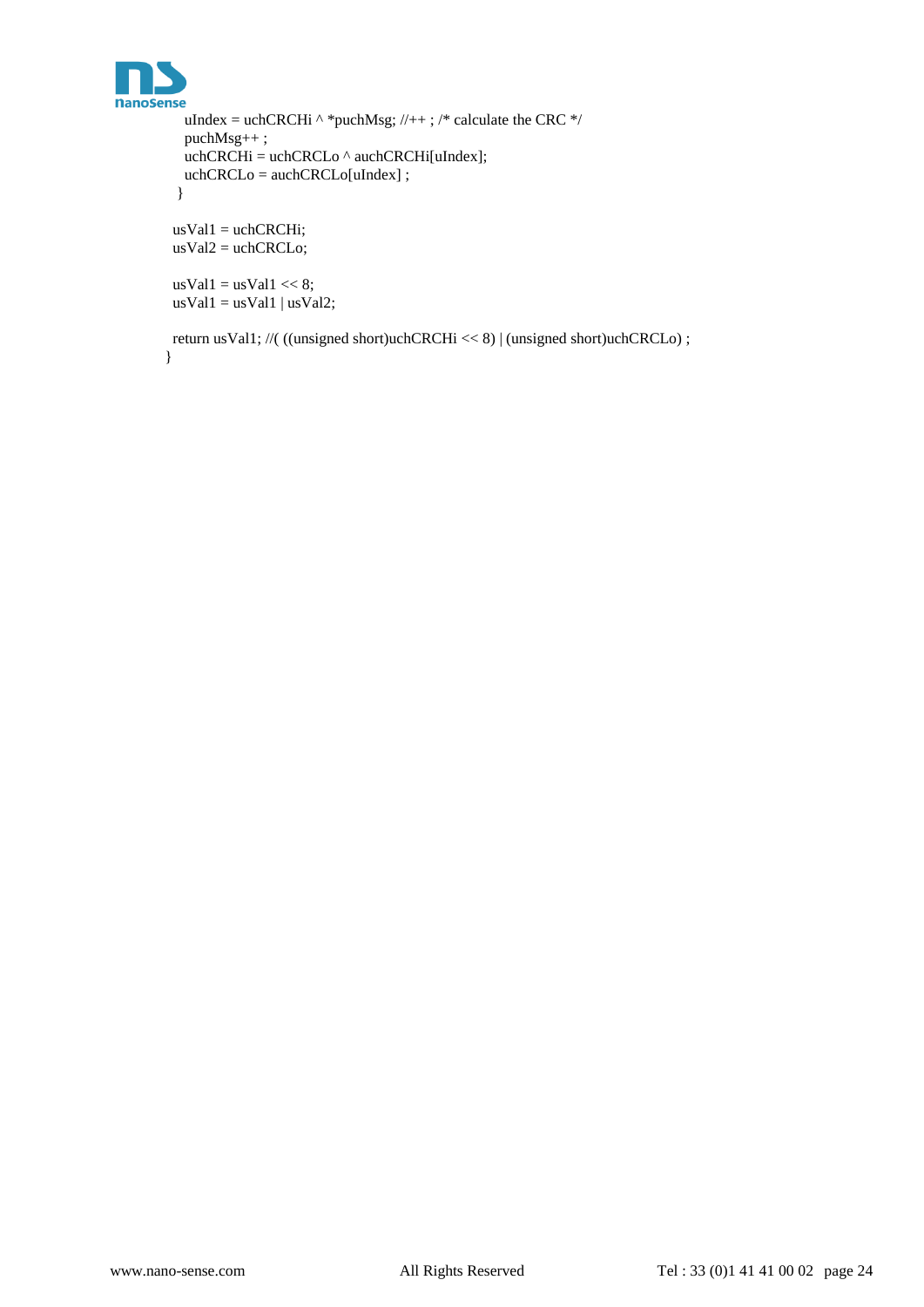```
    uIndex = uchCRCHi ^ *puchMsg; //++ ; /* calculate the CRC */
    puchMsg++ ;
    uchCRCHi = uchCRCLo ^ auchCRCHi[uIndex];
    uchCRCLo = auchCRCLo[uIndex] ;
  }

  usVal1 = uchCRCHi;
  usVal2 = uchCRCLo;

  usVal1 = usVal1 << 8;
  usVal1 = usVal1 | usVal2;

  return usVal1; //( ((unsigned short)uchCRCHi << 8) | (unsigned short)uchCRCLo) ;
}
```